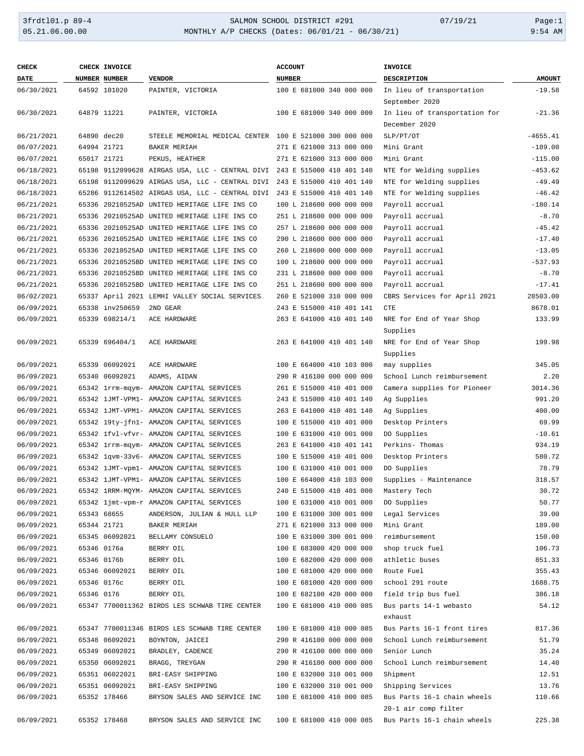SALMON SCHOOL DISTRICT #291

MONTHLY A/P CHECKS (Dates: 06/01/21 - 06/30/21)

| CHECK DATE | CHECK NUMBER | INVOICE NUMBER | VENDOR | ACCOUNT NUMBER | INVOICE DESCRIPTION | AMOUNT |
|---|---|---|---|---|---|---|
| 06/30/2021 | 64592 | 101020 | PAINTER, VICTORIA | 100 E 681000 340 000 000 | In lieu of transportation September 2020 | -19.58 |
| 06/30/2021 | 64879 | 11221 | PAINTER, VICTORIA | 100 E 681000 340 000 000 | In lieu of transportation for December 2020 | -21.36 |
| 06/21/2021 | 64890 | dec20 | STEELE MEMORIAL MEDICAL CENTER | 100 E 521000 300 000 000 | SLP/PT/OT | -4655.41 |
| 06/07/2021 | 64994 | 21721 | BAKER MERIAH | 271 E 621000 313 000 000 | Mini Grant | -189.00 |
| 06/07/2021 | 65017 | 21721 | PEKUS, HEATHER | 271 E 621000 313 000 000 | Mini Grant | -115.00 |
| 06/18/2021 | 65198 | 9112099628 | AIRGAS USA, LLC - CENTRAL DIVI | 243 E 515000 410 401 140 | NTE for Welding supplies | -453.62 |
| 06/18/2021 | 65198 | 9112099629 | AIRGAS USA, LLC - CENTRAL DIVI | 243 E 515000 410 401 140 | NTE for Welding supplies | -49.49 |
| 06/18/2021 | 65286 | 9112614502 | AIRGAS USA, LLC - CENTRAL DIVI | 243 E 515000 410 401 140 | NTE for Welding supplies | -46.42 |
| 06/21/2021 | 65336 | 20210525AD | UNITED HERITAGE LIFE INS CO | 100 L 218600 000 000 000 | Payroll accrual | -180.14 |
| 06/21/2021 | 65336 | 20210525AD | UNITED HERITAGE LIFE INS CO | 251 L 218600 000 000 000 | Payroll accrual | -8.70 |
| 06/21/2021 | 65336 | 20210525AD | UNITED HERITAGE LIFE INS CO | 257 L 218600 000 000 000 | Payroll accrual | -45.42 |
| 06/21/2021 | 65336 | 20210525AD | UNITED HERITAGE LIFE INS CO | 290 L 218600 000 000 000 | Payroll accrual | -17.40 |
| 06/21/2021 | 65336 | 20210525AD | UNITED HERITAGE LIFE INS CO | 260 L 218600 000 000 000 | Payroll accrual | -13.05 |
| 06/21/2021 | 65336 | 20210525BD | UNITED HERITAGE LIFE INS CO | 100 L 218600 000 000 000 | Payroll accrual | -537.93 |
| 06/21/2021 | 65336 | 20210525BD | UNITED HERITAGE LIFE INS CO | 231 L 218600 000 000 000 | Payroll accrual | -8.70 |
| 06/21/2021 | 65336 | 20210525BD | UNITED HERITAGE LIFE INS CO | 251 L 218600 000 000 000 | Payroll accrual | -17.41 |
| 06/02/2021 | 65337 | April 2021 | LEMHI VALLEY SOCIAL SERVICES | 260 E 521000 310 000 000 | CBRS Services for April 2021 | 28503.00 |
| 06/09/2021 | 65338 | inv250659 | 2ND GEAR | 243 E 515000 410 401 141 | CTE | 8678.01 |
| 06/09/2021 | 65339 | 698214/1 | ACE HARDWARE | 263 E 641000 410 401 140 | NRE for End of Year Shop Supplies | 133.99 |
| 06/09/2021 | 65339 | 696404/1 | ACE HARDWARE | 263 E 641000 410 401 140 | NRE for End of Year Shop Supplies | 199.98 |
| 06/09/2021 | 65339 | 06092021 | ACE HARDWARE | 100 E 664000 410 103 000 | may supplies | 345.05 |
| 06/09/2021 | 65340 | 06092021 | ADAMS, AIDAN | 290 R 416100 000 000 000 | School Lunch reimbursement | 2.20 |
| 06/09/2021 | 65342 | 1rrm-mqym- | AMAZON CAPITAL SERVICES | 261 E 515000 410 401 000 | Camera supplies for Pioneer | 3014.36 |
| 06/09/2021 | 65342 | 1JMT-VPM1- | AMAZON CAPITAL SERVICES | 243 E 515000 410 401 140 | Ag Supplies | 991.20 |
| 06/09/2021 | 65342 | 1JMT-VPM1- | AMAZON CAPITAL SERVICES | 263 E 641000 410 401 140 | Ag Supplies | 400.00 |
| 06/09/2021 | 65342 | 19ty-jfn1- | AMAZON CAPITAL SERVICES | 100 E 515000 410 401 000 | Desktop Printers | 69.99 |
| 06/09/2021 | 65342 | 1fvl-vfvr- | AMAZON CAPITAL SERVICES | 100 E 631000 410 001 000 | DO Supplies | -10.61 |
| 06/09/2021 | 65342 | 1rrm-mqym- | AMAZON CAPITAL SERVICES | 263 E 641000 410 401 141 | Perkins- Thomas | 934.19 |
| 06/09/2021 | 65342 | 1qvm-33v6- | AMAZON CAPITAL SERVICES | 100 E 515000 410 401 000 | Desktop Printers | 580.72 |
| 06/09/2021 | 65342 | 1JMT-vpm1- | AMAZON CAPITAL SERVICES | 100 E 631000 410 001 000 | DO Supplies | 78.79 |
| 06/09/2021 | 65342 | 1JMT-VPM1- | AMAZON CAPITAL SERVICES | 100 E 664000 410 103 000 | Supplies - Maintenance | 318.57 |
| 06/09/2021 | 65342 | 1RRM-MQYM- | AMAZON CAPITAL SERVICES | 240 E 515000 410 401 000 | Mastery Tech | 30.72 |
| 06/09/2021 | 65342 | 1jmt-vpm-r | AMAZON CAPITAL SERVICES | 100 E 631000 410 001 000 | DO Supplies | 50.77 |
| 06/09/2021 | 65343 | 68655 | ANDERSON, JULIAN & HULL LLP | 100 E 631000 300 001 000 | Legal Services | 39.00 |
| 06/09/2021 | 65344 | 21721 | BAKER MERIAH | 271 E 621000 313 000 000 | Mini Grant | 189.00 |
| 06/09/2021 | 65345 | 06092021 | BELLAMY CONSUELO | 100 E 631000 300 001 000 | reimbursement | 150.00 |
| 06/09/2021 | 65346 | 0176a | BERRY OIL | 100 E 683000 420 000 000 | shop truck fuel | 106.73 |
| 06/09/2021 | 65346 | 0176b | BERRY OIL | 100 E 682000 420 000 000 | athletic buses | 851.33 |
| 06/09/2021 | 65346 | 06092021 | BERRY OIL | 100 E 681000 420 000 000 | Route Fuel | 355.43 |
| 06/09/2021 | 65346 | 0176c | BERRY OIL | 100 E 681000 420 000 000 | school 291 route | 1688.75 |
| 06/09/2021 | 65346 | 0176 | BERRY OIL | 100 E 682100 420 000 000 | field trip bus fuel | 386.18 |
| 06/09/2021 | 65347 | 7700011362 | BIRDS LES SCHWAB TIRE CENTER | 100 E 681000 410 000 085 | Bus parts 14-1 webasto exhaust | 54.12 |
| 06/09/2021 | 65347 | 7700011346 | BIRDS LES SCHWAB TIRE CENTER | 100 E 681000 410 000 085 | Bus Parts 16-1 front tires | 817.36 |
| 06/09/2021 | 65348 | 06092021 | BOYNTON, JAICEI | 290 R 416100 000 000 000 | School Lunch reimbursement | 51.79 |
| 06/09/2021 | 65349 | 06092021 | BRADLEY, CADENCE | 290 R 416100 000 000 000 | Senior Lunch | 35.24 |
| 06/09/2021 | 65350 | 06092021 | BRAGG, TREYGAN | 290 R 416100 000 000 000 | School Lunch reimbursement | 14.40 |
| 06/09/2021 | 65351 | 06022021 | BRI-EASY SHIPPING | 100 E 632000 310 001 000 | Shipment | 12.51 |
| 06/09/2021 | 65351 | 06092021 | BRI-EASY SHIPPING | 100 E 632000 310 001 000 | Shipping Services | 13.76 |
| 06/09/2021 | 65352 | 178466 | BRYSON SALES AND SERVICE INC | 100 E 681000 410 000 085 | Bus Parts 16-1 chain wheels 20-1 air comp filter | 110.66 |
| 06/09/2021 | 65352 | 178468 | BRYSON SALES AND SERVICE INC | 100 E 681000 410 000 085 | Bus Parts 16-1 chain wheels | 225.38 |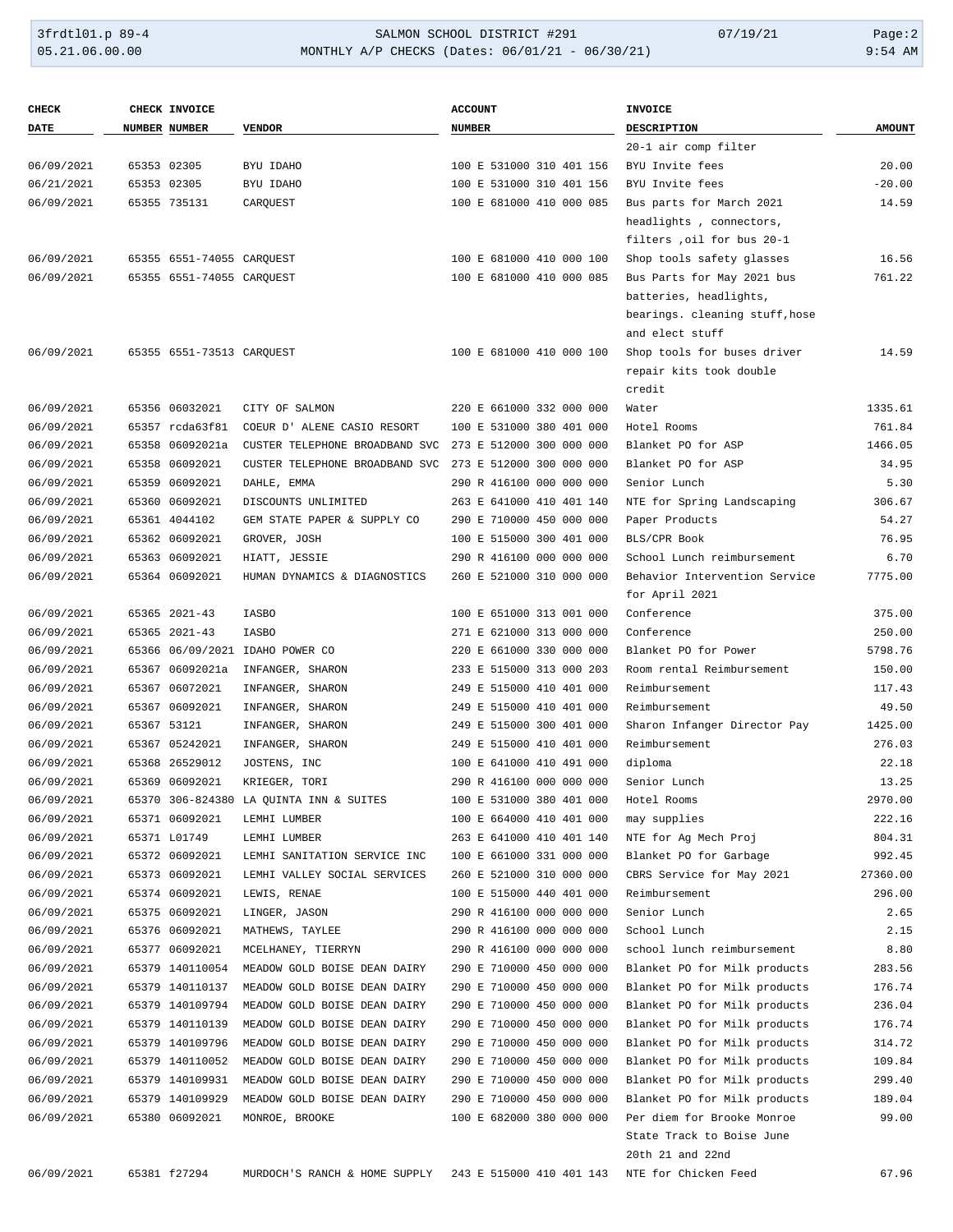| CHECK DATE | CHECK NUMBER | INVOICE NUMBER | VENDOR | ACCOUNT NUMBER | INVOICE DESCRIPTION | AMOUNT |
|---|---|---|---|---|---|---|
| | | | | | 20-1 air comp filter | |
| 06/09/2021 | 65353 | 02305 | BYU IDAHO | 100 E 531000 310 401 156 | BYU Invite fees | 20.00 |
| 06/21/2021 | 65353 | 02305 | BYU IDAHO | 100 E 531000 310 401 156 | BYU Invite fees | -20.00 |
| 06/09/2021 | 65355 | 735131 | CARQUEST | 100 E 681000 410 000 085 | Bus parts for March 2021 headlights , connectors, filters ,oil for bus 20-1 | 14.59 |
| 06/09/2021 | 65355 | 6551-74055 | CARQUEST | 100 E 681000 410 000 100 | Shop tools safety glasses | 16.56 |
| 06/09/2021 | 65355 | 6551-74055 | CARQUEST | 100 E 681000 410 000 085 | Bus Parts for May 2021 bus batteries, headlights, bearings. cleaning stuff,hose and elect stuff | 761.22 |
| 06/09/2021 | 65355 | 6551-73513 | CARQUEST | 100 E 681000 410 000 100 | Shop tools for buses driver repair kits took double credit | 14.59 |
| 06/09/2021 | 65356 | 06032021 | CITY OF SALMON | 220 E 661000 332 000 000 | Water | 1335.61 |
| 06/09/2021 | 65357 | rcda63f81 | COEUR D' ALENE CASIO RESORT | 100 E 531000 380 401 000 | Hotel Rooms | 761.84 |
| 06/09/2021 | 65358 | 06092021a | CUSTER TELEPHONE BROADBAND SVC | 273 E 512000 300 000 000 | Blanket PO for ASP | 1466.05 |
| 06/09/2021 | 65358 | 06092021 | CUSTER TELEPHONE BROADBAND SVC | 273 E 512000 300 000 000 | Blanket PO for ASP | 34.95 |
| 06/09/2021 | 65359 | 06092021 | DAHLE, EMMA | 290 R 416100 000 000 000 | Senior Lunch | 5.30 |
| 06/09/2021 | 65360 | 06092021 | DISCOUNTS UNLIMITED | 263 E 641000 410 401 140 | NTE for Spring Landscaping | 306.67 |
| 06/09/2021 | 65361 | 4044102 | GEM STATE PAPER & SUPPLY CO | 290 E 710000 450 000 000 | Paper Products | 54.27 |
| 06/09/2021 | 65362 | 06092021 | GROVER, JOSH | 100 E 515000 300 401 000 | BLS/CPR Book | 76.95 |
| 06/09/2021 | 65363 | 06092021 | HIATT, JESSIE | 290 R 416100 000 000 000 | School Lunch reimbursement | 6.70 |
| 06/09/2021 | 65364 | 06092021 | HUMAN DYNAMICS & DIAGNOSTICS | 260 E 521000 310 000 000 | Behavior Intervention Service for April 2021 | 7775.00 |
| 06/09/2021 | 65365 | 2021-43 | IASBO | 100 E 651000 313 001 000 | Conference | 375.00 |
| 06/09/2021 | 65365 | 2021-43 | IASBO | 271 E 621000 313 000 000 | Conference | 250.00 |
| 06/09/2021 | 65366 | 06/09/2021 | IDAHO POWER CO | 220 E 661000 330 000 000 | Blanket PO for Power | 5798.76 |
| 06/09/2021 | 65367 | 06092021a | INFANGER, SHARON | 233 E 515000 313 000 203 | Room rental Reimbursement | 150.00 |
| 06/09/2021 | 65367 | 06072021 | INFANGER, SHARON | 249 E 515000 410 401 000 | Reimbursement | 117.43 |
| 06/09/2021 | 65367 | 06092021 | INFANGER, SHARON | 249 E 515000 410 401 000 | Reimbursement | 49.50 |
| 06/09/2021 | 65367 | 53121 | INFANGER, SHARON | 249 E 515000 300 401 000 | Sharon Infanger Director Pay | 1425.00 |
| 06/09/2021 | 65367 | 05242021 | INFANGER, SHARON | 249 E 515000 410 401 000 | Reimbursement | 276.03 |
| 06/09/2021 | 65368 | 26529012 | JOSTENS, INC | 100 E 641000 410 491 000 | diploma | 22.18 |
| 06/09/2021 | 65369 | 06092021 | KRIEGER, TORI | 290 R 416100 000 000 000 | Senior Lunch | 13.25 |
| 06/09/2021 | 65370 | 306-824380 | LA QUINTA INN & SUITES | 100 E 531000 380 401 000 | Hotel Rooms | 2970.00 |
| 06/09/2021 | 65371 | 06092021 | LEMHI LUMBER | 100 E 664000 410 401 000 | may supplies | 222.16 |
| 06/09/2021 | 65371 | L01749 | LEMHI LUMBER | 263 E 641000 410 401 140 | NTE for Ag Mech Proj | 804.31 |
| 06/09/2021 | 65372 | 06092021 | LEMHI SANITATION SERVICE INC | 100 E 661000 331 000 000 | Blanket PO for Garbage | 992.45 |
| 06/09/2021 | 65373 | 06092021 | LEMHI VALLEY SOCIAL SERVICES | 260 E 521000 310 000 000 | CBRS Service for May 2021 | 27360.00 |
| 06/09/2021 | 65374 | 06092021 | LEWIS, RENAE | 100 E 515000 440 401 000 | Reimbursement | 296.00 |
| 06/09/2021 | 65375 | 06092021 | LINGER, JASON | 290 R 416100 000 000 000 | Senior Lunch | 2.65 |
| 06/09/2021 | 65376 | 06092021 | MATHEWS, TAYLEE | 290 R 416100 000 000 000 | School Lunch | 2.15 |
| 06/09/2021 | 65377 | 06092021 | MCELHANEY, TIERRYN | 290 R 416100 000 000 000 | school lunch reimbursement | 8.80 |
| 06/09/2021 | 65379 | 140110054 | MEADOW GOLD BOISE DEAN DAIRY | 290 E 710000 450 000 000 | Blanket PO for Milk products | 283.56 |
| 06/09/2021 | 65379 | 140110137 | MEADOW GOLD BOISE DEAN DAIRY | 290 E 710000 450 000 000 | Blanket PO for Milk products | 176.74 |
| 06/09/2021 | 65379 | 140109794 | MEADOW GOLD BOISE DEAN DAIRY | 290 E 710000 450 000 000 | Blanket PO for Milk products | 236.04 |
| 06/09/2021 | 65379 | 140110139 | MEADOW GOLD BOISE DEAN DAIRY | 290 E 710000 450 000 000 | Blanket PO for Milk products | 176.74 |
| 06/09/2021 | 65379 | 140109796 | MEADOW GOLD BOISE DEAN DAIRY | 290 E 710000 450 000 000 | Blanket PO for Milk products | 314.72 |
| 06/09/2021 | 65379 | 140110052 | MEADOW GOLD BOISE DEAN DAIRY | 290 E 710000 450 000 000 | Blanket PO for Milk products | 109.84 |
| 06/09/2021 | 65379 | 140109931 | MEADOW GOLD BOISE DEAN DAIRY | 290 E 710000 450 000 000 | Blanket PO for Milk products | 299.40 |
| 06/09/2021 | 65379 | 140109929 | MEADOW GOLD BOISE DEAN DAIRY | 290 E 710000 450 000 000 | Blanket PO for Milk products | 189.04 |
| 06/09/2021 | 65380 | 06092021 | MONROE, BROOKE | 100 E 682000 380 000 000 | Per diem for Brooke Monroe State Track to Boise June 20th 21 and 22nd | 99.00 |
| 06/09/2021 | 65381 | f27294 | MURDOCH'S RANCH & HOME SUPPLY | 243 E 515000 410 401 143 | NTE for Chicken Feed | 67.96 |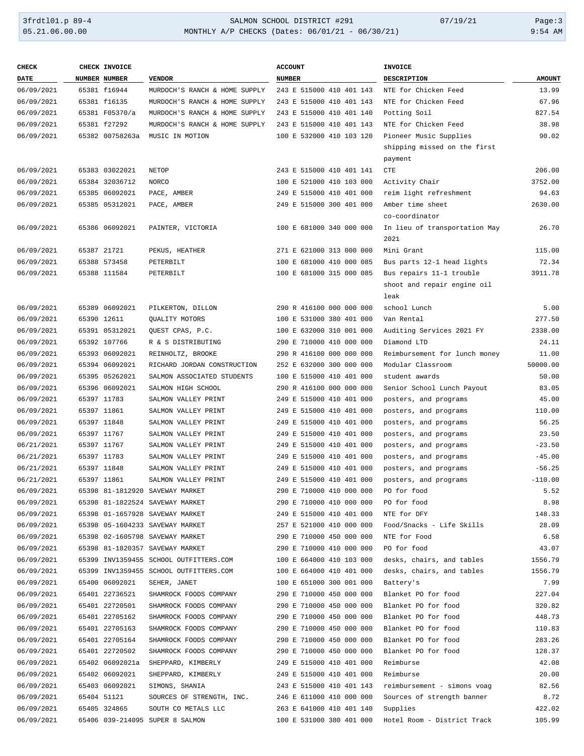| CHECK DATE | CHECK NUMBER | INVOICE NUMBER | VENDOR | ACCOUNT NUMBER | INVOICE DESCRIPTION | AMOUNT |
|---|---|---|---|---|---|---|
| 06/09/2021 | 65381 | f16944 | MURDOCH'S RANCH & HOME SUPPLY | 243 E 515000 410 401 143 | NTE for Chicken Feed | 13.99 |
| 06/09/2021 | 65381 | f16135 | MURDOCH'S RANCH & HOME SUPPLY | 243 E 515000 410 401 143 | NTE for Chicken Feed | 67.96 |
| 06/09/2021 | 65381 | F05370/a | MURDOCH'S RANCH & HOME SUPPLY | 243 E 515000 410 401 140 | Potting Soil | 827.54 |
| 06/09/2021 | 65381 | f27292 | MURDOCH'S RANCH & HOME SUPPLY | 243 E 515000 410 401 143 | NTE for Chicken Feed | 38.98 |
| 06/09/2021 | 65382 | 00758263a | MUSIC IN MOTION | 100 E 532000 410 103 120 | Pioneer Music Supplies shipping missed on the first payment | 90.02 |
| 06/09/2021 | 65383 | 03022021 | NETOP | 243 E 515000 410 401 141 | CTE | 206.00 |
| 06/09/2021 | 65384 | 32036712 | NORCO | 100 E 521000 410 103 000 | Activity Chair | 3752.00 |
| 06/09/2021 | 65385 | 06092021 | PACE, AMBER | 249 E 515000 410 401 000 | reim light refreshment | 94.63 |
| 06/09/2021 | 65385 | 05312021 | PACE, AMBER | 249 E 515000 300 401 000 | Amber time sheet co-coordinator | 2630.00 |
| 06/09/2021 | 65386 | 06092021 | PAINTER, VICTORIA | 100 E 681000 340 000 000 | In lieu of transportation May 2021 | 26.70 |
| 06/09/2021 | 65387 | 21721 | PEKUS, HEATHER | 271 E 621000 313 000 000 | Mini Grant | 115.00 |
| 06/09/2021 | 65388 | 573458 | PETERBILT | 100 E 681000 410 000 085 | Bus parts 12-1 head lights | 72.34 |
| 06/09/2021 | 65388 | 111584 | PETERBILT | 100 E 681000 315 000 085 | Bus repairs 11-1 trouble shoot and repair engine oil leak | 3911.78 |
| 06/09/2021 | 65389 | 06092021 | PILKERTON, DILLON | 290 R 416100 000 000 000 | school Lunch | 5.00 |
| 06/09/2021 | 65390 | 12611 | QUALITY MOTORS | 100 E 531000 380 401 000 | Van Rental | 277.50 |
| 06/09/2021 | 65391 | 05312021 | QUEST CPAS, P.C. | 100 E 632000 310 001 000 | Auditing Services 2021 FY | 2338.00 |
| 06/09/2021 | 65392 | 107766 | R & S DISTRIBUTING | 290 E 710000 410 000 000 | Diamond LTD | 24.11 |
| 06/09/2021 | 65393 | 06092021 | REINHOLTZ, BROOKE | 290 R 416100 000 000 000 | Reimbursement for lunch money | 11.00 |
| 06/09/2021 | 65394 | 06092021 | RICHARD JORDAN CONSTRUCTION | 252 E 632000 300 000 000 | Modular Classroom | 50000.00 |
| 06/09/2021 | 65395 | 05262021 | SALMON ASSOCIATED STUDENTS | 100 E 515000 410 401 000 | student awards | 50.00 |
| 06/09/2021 | 65396 | 06092021 | SALMON HIGH SCHOOL | 290 R 416100 000 000 000 | Senior School Lunch Payout | 83.05 |
| 06/09/2021 | 65397 | 11783 | SALMON VALLEY PRINT | 249 E 515000 410 401 000 | posters, and programs | 45.00 |
| 06/09/2021 | 65397 | 11861 | SALMON VALLEY PRINT | 249 E 515000 410 401 000 | posters, and programs | 110.00 |
| 06/09/2021 | 65397 | 11848 | SALMON VALLEY PRINT | 249 E 515000 410 401 000 | posters, and programs | 56.25 |
| 06/09/2021 | 65397 | 11767 | SALMON VALLEY PRINT | 249 E 515000 410 401 000 | posters, and programs | 23.50 |
| 06/21/2021 | 65397 | 11767 | SALMON VALLEY PRINT | 249 E 515000 410 401 000 | posters, and programs | -23.50 |
| 06/21/2021 | 65397 | 11783 | SALMON VALLEY PRINT | 249 E 515000 410 401 000 | posters, and programs | -45.00 |
| 06/21/2021 | 65397 | 11848 | SALMON VALLEY PRINT | 249 E 515000 410 401 000 | posters, and programs | -56.25 |
| 06/21/2021 | 65397 | 11861 | SALMON VALLEY PRINT | 249 E 515000 410 401 000 | posters, and programs | -110.00 |
| 06/09/2021 | 65398 | 81-1812920 | SAVEWAY MARKET | 290 E 710000 410 000 000 | PO for food | 5.52 |
| 06/09/2021 | 65398 | 81-1822524 | SAVEWAY MARKET | 290 E 710000 410 000 000 | PO for food | 8.98 |
| 06/09/2021 | 65398 | 01-1657928 | SAVEWAY MARKET | 249 E 515000 410 401 000 | NTE for DFY | 148.33 |
| 06/09/2021 | 65398 | 05-1604233 | SAVEWAY MARKET | 257 E 521000 410 000 000 | Food/Snacks - Life Skills | 28.09 |
| 06/09/2021 | 65398 | 02-1605798 | SAVEWAY MARKET | 290 E 710000 450 000 000 | NTE for Food | 6.58 |
| 06/09/2021 | 65398 | 81-1820357 | SAVEWAY MARKET | 290 E 710000 410 000 000 | PO for food | 43.07 |
| 06/09/2021 | 65399 | INV1359455 | SCHOOL OUTFITTERS.COM | 100 E 664000 410 103 000 | desks, chairs, and tables | 1556.79 |
| 06/09/2021 | 65399 | INV1359455 | SCHOOL OUTFITTERS.COM | 100 E 664000 410 401 000 | desks, chairs, and tables | 1556.79 |
| 06/09/2021 | 65400 | 06092021 | SEHER, JANET | 100 E 651000 300 001 000 | Battery's | 7.99 |
| 06/09/2021 | 65401 | 22736521 | SHAMROCK FOODS COMPANY | 290 E 710000 450 000 000 | Blanket PO for food | 227.04 |
| 06/09/2021 | 65401 | 22720501 | SHAMROCK FOODS COMPANY | 290 E 710000 450 000 000 | Blanket PO for food | 320.82 |
| 06/09/2021 | 65401 | 22705162 | SHAMROCK FOODS COMPANY | 290 E 710000 450 000 000 | Blanket PO for food | 448.73 |
| 06/09/2021 | 65401 | 22705163 | SHAMROCK FOODS COMPANY | 290 E 710000 450 000 000 | Blanket PO for food | 110.83 |
| 06/09/2021 | 65401 | 22705164 | SHAMROCK FOODS COMPANY | 290 E 710000 450 000 000 | Blanket PO for food | 283.26 |
| 06/09/2021 | 65401 | 22720502 | SHAMROCK FOODS COMPANY | 290 E 710000 450 000 000 | Blanket PO for food | 128.37 |
| 06/09/2021 | 65402 | 06092021a | SHEPPARD, KIMBERLY | 249 E 515000 410 401 000 | Reimburse | 42.08 |
| 06/09/2021 | 65402 | 06092021 | SHEPPARD, KIMBERLY | 249 E 515000 410 401 000 | Reimburse | 20.00 |
| 06/09/2021 | 65403 | 06092021 | SIMONS, SHANIA | 243 E 515000 410 401 143 | reimbursement - simons voag | 82.56 |
| 06/09/2021 | 65404 | 51121 | SOURCES OF STRENGTH, INC. | 246 E 611000 410 000 000 | Sources of strength banner | 8.72 |
| 06/09/2021 | 65405 | 324865 | SOUTH CO METALS LLC | 263 E 641000 410 401 140 | Supplies | 422.02 |
| 06/09/2021 | 65406 | 039-214095 | SUPER 8 SALMON | 100 E 531000 380 401 000 | Hotel Room - District Track | 105.99 |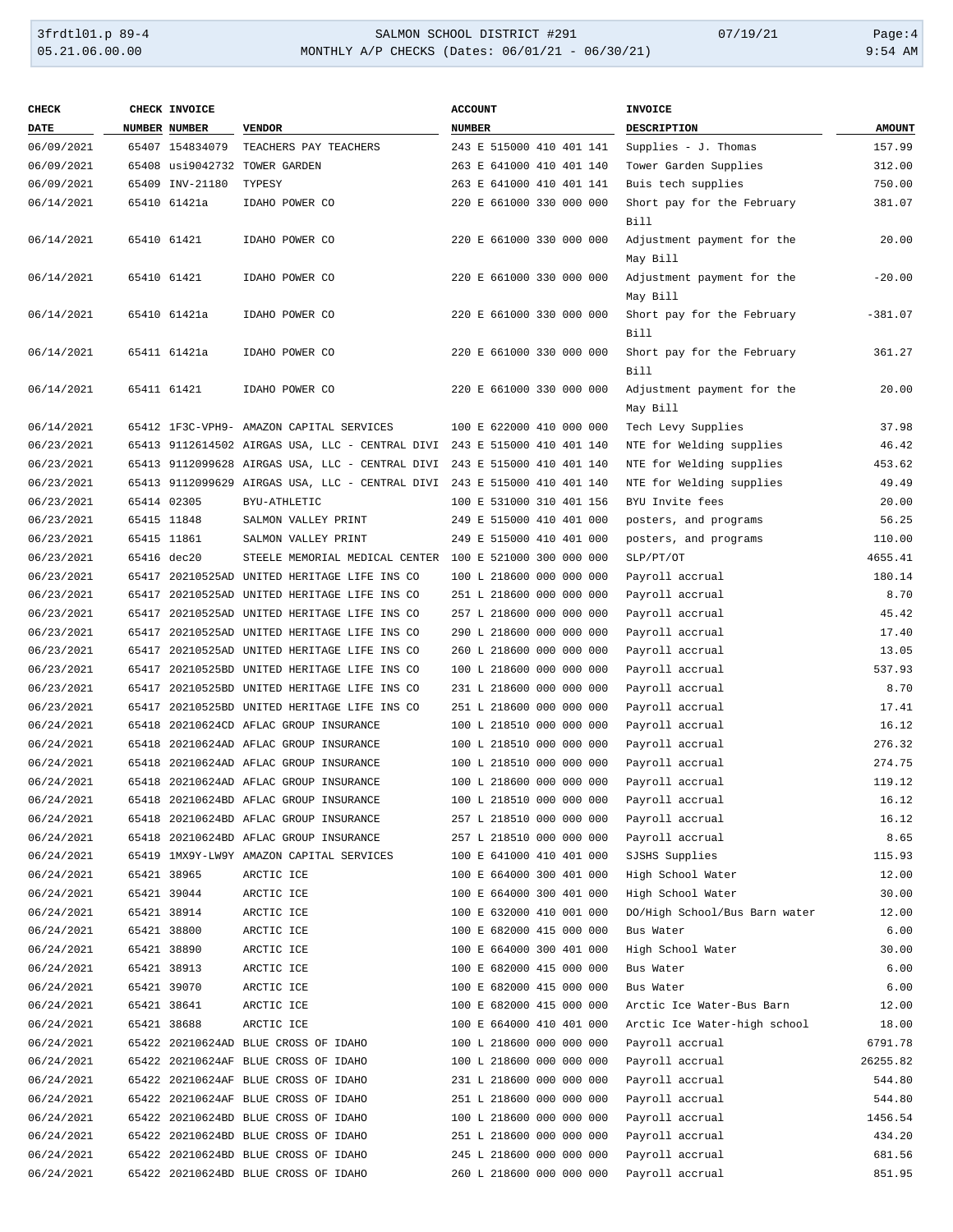| CHECK DATE | CHECK NUMBER | INVOICE NUMBER | VENDOR | ACCOUNT NUMBER | INVOICE DESCRIPTION | AMOUNT |
|---|---|---|---|---|---|---|
| 06/09/2021 | 65407 | 154834079 | TEACHERS PAY TEACHERS | 243 E 515000 410 401 141 | Supplies - J. Thomas | 157.99 |
| 06/09/2021 | 65408 | usi9042732 | TOWER GARDEN | 263 E 641000 410 401 140 | Tower Garden Supplies | 312.00 |
| 06/09/2021 | 65409 | INV-21180 | TYPESY | 263 E 641000 410 401 141 | Buis tech supplies | 750.00 |
| 06/14/2021 | 65410 | 61421a | IDAHO POWER CO | 220 E 661000 330 000 000 | Short pay for the February Bill | 381.07 |
| 06/14/2021 | 65410 | 61421 | IDAHO POWER CO | 220 E 661000 330 000 000 | Adjustment payment for the May Bill | 20.00 |
| 06/14/2021 | 65410 | 61421 | IDAHO POWER CO | 220 E 661000 330 000 000 | Adjustment payment for the May Bill | -20.00 |
| 06/14/2021 | 65410 | 61421a | IDAHO POWER CO | 220 E 661000 330 000 000 | Short pay for the February Bill | -381.07 |
| 06/14/2021 | 65411 | 61421a | IDAHO POWER CO | 220 E 661000 330 000 000 | Short pay for the February Bill | 361.27 |
| 06/14/2021 | 65411 | 61421 | IDAHO POWER CO | 220 E 661000 330 000 000 | Adjustment payment for the May Bill | 20.00 |
| 06/14/2021 | 65412 | 1F3C-VPH9- | AMAZON CAPITAL SERVICES | 100 E 622000 410 000 000 | Tech Levy Supplies | 37.98 |
| 06/23/2021 | 65413 | 9112614502 | AIRGAS USA, LLC - CENTRAL DIVI | 243 E 515000 410 401 140 | NTE for Welding supplies | 46.42 |
| 06/23/2021 | 65413 | 9112099628 | AIRGAS USA, LLC - CENTRAL DIVI | 243 E 515000 410 401 140 | NTE for Welding supplies | 453.62 |
| 06/23/2021 | 65413 | 9112099629 | AIRGAS USA, LLC - CENTRAL DIVI | 243 E 515000 410 401 140 | NTE for Welding supplies | 49.49 |
| 06/23/2021 | 65414 | 02305 | BYU-ATHLETIC | 100 E 531000 310 401 156 | BYU Invite fees | 20.00 |
| 06/23/2021 | 65415 | 11848 | SALMON VALLEY PRINT | 249 E 515000 410 401 000 | posters, and programs | 56.25 |
| 06/23/2021 | 65415 | 11861 | SALMON VALLEY PRINT | 249 E 515000 410 401 000 | posters, and programs | 110.00 |
| 06/23/2021 | 65416 | dec20 | STEELE MEMORIAL MEDICAL CENTER | 100 E 521000 300 000 000 | SLP/PT/OT | 4655.41 |
| 06/23/2021 | 65417 | 20210525AD | UNITED HERITAGE LIFE INS CO | 100 L 218600 000 000 000 | Payroll accrual | 180.14 |
| 06/23/2021 | 65417 | 20210525AD | UNITED HERITAGE LIFE INS CO | 251 L 218600 000 000 000 | Payroll accrual | 8.70 |
| 06/23/2021 | 65417 | 20210525AD | UNITED HERITAGE LIFE INS CO | 257 L 218600 000 000 000 | Payroll accrual | 45.42 |
| 06/23/2021 | 65417 | 20210525AD | UNITED HERITAGE LIFE INS CO | 290 L 218600 000 000 000 | Payroll accrual | 17.40 |
| 06/23/2021 | 65417 | 20210525AD | UNITED HERITAGE LIFE INS CO | 260 L 218600 000 000 000 | Payroll accrual | 13.05 |
| 06/23/2021 | 65417 | 20210525BD | UNITED HERITAGE LIFE INS CO | 100 L 218600 000 000 000 | Payroll accrual | 537.93 |
| 06/23/2021 | 65417 | 20210525BD | UNITED HERITAGE LIFE INS CO | 231 L 218600 000 000 000 | Payroll accrual | 8.70 |
| 06/23/2021 | 65417 | 20210525BD | UNITED HERITAGE LIFE INS CO | 251 L 218600 000 000 000 | Payroll accrual | 17.41 |
| 06/24/2021 | 65418 | 20210624CD | AFLAC GROUP INSURANCE | 100 L 218510 000 000 000 | Payroll accrual | 16.12 |
| 06/24/2021 | 65418 | 20210624AD | AFLAC GROUP INSURANCE | 100 L 218510 000 000 000 | Payroll accrual | 276.32 |
| 06/24/2021 | 65418 | 20210624AD | AFLAC GROUP INSURANCE | 100 L 218510 000 000 000 | Payroll accrual | 274.75 |
| 06/24/2021 | 65418 | 20210624AD | AFLAC GROUP INSURANCE | 100 L 218600 000 000 000 | Payroll accrual | 119.12 |
| 06/24/2021 | 65418 | 20210624BD | AFLAC GROUP INSURANCE | 100 L 218510 000 000 000 | Payroll accrual | 16.12 |
| 06/24/2021 | 65418 | 20210624BD | AFLAC GROUP INSURANCE | 257 L 218510 000 000 000 | Payroll accrual | 16.12 |
| 06/24/2021 | 65418 | 20210624BD | AFLAC GROUP INSURANCE | 257 L 218510 000 000 000 | Payroll accrual | 8.65 |
| 06/24/2021 | 65419 | 1MX9Y-LW9Y | AMAZON CAPITAL SERVICES | 100 E 641000 410 401 000 | SJSHS Supplies | 115.93 |
| 06/24/2021 | 65421 | 38965 | ARCTIC ICE | 100 E 664000 300 401 000 | High School Water | 12.00 |
| 06/24/2021 | 65421 | 39044 | ARCTIC ICE | 100 E 664000 300 401 000 | High School Water | 30.00 |
| 06/24/2021 | 65421 | 38914 | ARCTIC ICE | 100 E 632000 410 001 000 | DO/High School/Bus Barn water | 12.00 |
| 06/24/2021 | 65421 | 38800 | ARCTIC ICE | 100 E 682000 415 000 000 | Bus Water | 6.00 |
| 06/24/2021 | 65421 | 38890 | ARCTIC ICE | 100 E 664000 300 401 000 | High School Water | 30.00 |
| 06/24/2021 | 65421 | 38913 | ARCTIC ICE | 100 E 682000 415 000 000 | Bus Water | 6.00 |
| 06/24/2021 | 65421 | 39070 | ARCTIC ICE | 100 E 682000 415 000 000 | Bus Water | 6.00 |
| 06/24/2021 | 65421 | 38641 | ARCTIC ICE | 100 E 682000 415 000 000 | Arctic Ice Water-Bus Barn | 12.00 |
| 06/24/2021 | 65421 | 38688 | ARCTIC ICE | 100 E 664000 410 401 000 | Arctic Ice Water-high school | 18.00 |
| 06/24/2021 | 65422 | 20210624AD | BLUE CROSS OF IDAHO | 100 L 218600 000 000 000 | Payroll accrual | 6791.78 |
| 06/24/2021 | 65422 | 20210624AF | BLUE CROSS OF IDAHO | 100 L 218600 000 000 000 | Payroll accrual | 26255.82 |
| 06/24/2021 | 65422 | 20210624AF | BLUE CROSS OF IDAHO | 231 L 218600 000 000 000 | Payroll accrual | 544.80 |
| 06/24/2021 | 65422 | 20210624AF | BLUE CROSS OF IDAHO | 251 L 218600 000 000 000 | Payroll accrual | 544.80 |
| 06/24/2021 | 65422 | 20210624BD | BLUE CROSS OF IDAHO | 100 L 218600 000 000 000 | Payroll accrual | 1456.54 |
| 06/24/2021 | 65422 | 20210624BD | BLUE CROSS OF IDAHO | 251 L 218600 000 000 000 | Payroll accrual | 434.20 |
| 06/24/2021 | 65422 | 20210624BD | BLUE CROSS OF IDAHO | 245 L 218600 000 000 000 | Payroll accrual | 681.56 |
| 06/24/2021 | 65422 | 20210624BD | BLUE CROSS OF IDAHO | 260 L 218600 000 000 000 | Payroll accrual | 851.95 |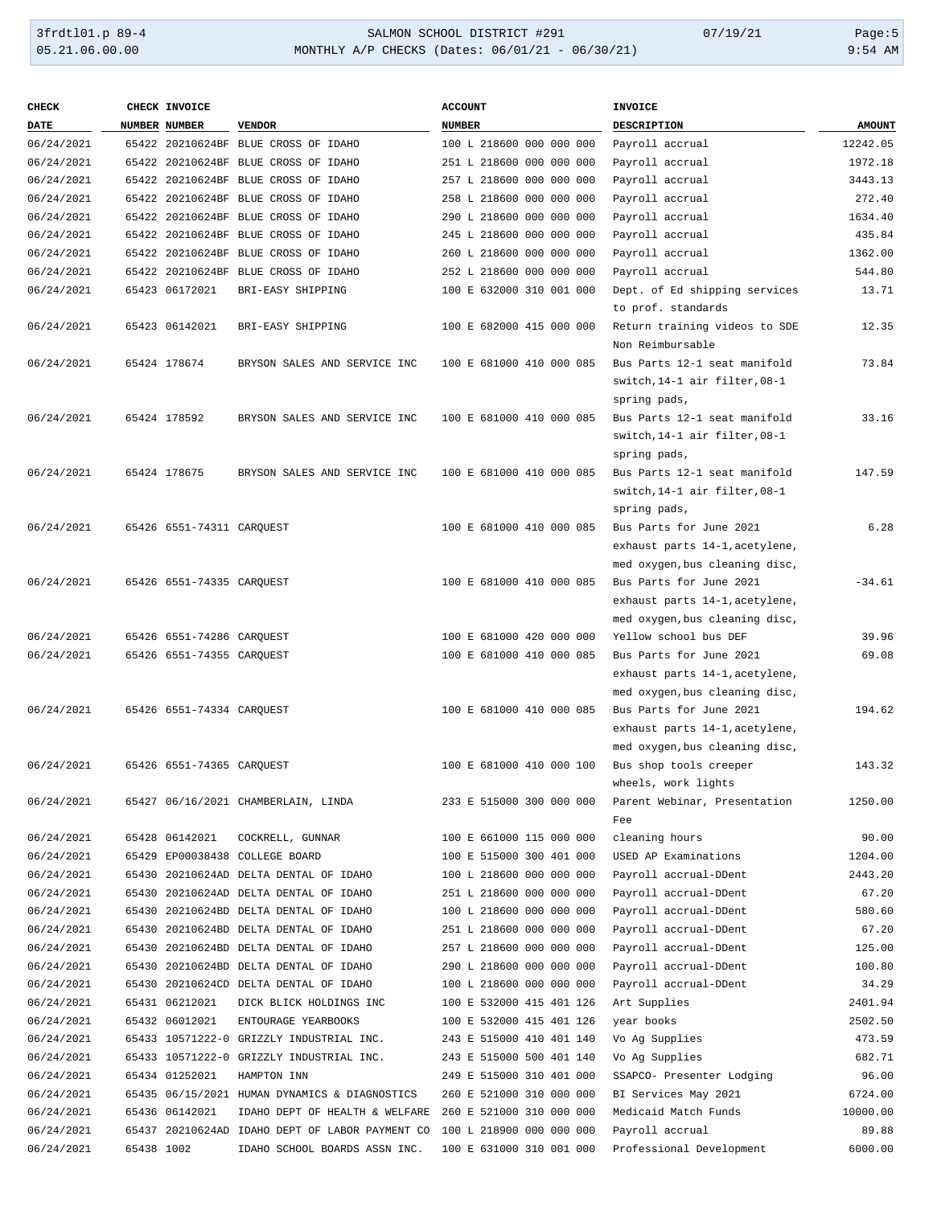| CHECK DATE | CHECK NUMBER | INVOICE NUMBER | VENDOR | ACCOUNT NUMBER | INVOICE DESCRIPTION | AMOUNT |
|---|---|---|---|---|---|---|
| 06/24/2021 | 65422 | 20210624BF | BLUE CROSS OF IDAHO | 100 L 218600 000 000 000 | Payroll accrual | 12242.05 |
| 06/24/2021 | 65422 | 20210624BF | BLUE CROSS OF IDAHO | 251 L 218600 000 000 000 | Payroll accrual | 1972.18 |
| 06/24/2021 | 65422 | 20210624BF | BLUE CROSS OF IDAHO | 257 L 218600 000 000 000 | Payroll accrual | 3443.13 |
| 06/24/2021 | 65422 | 20210624BF | BLUE CROSS OF IDAHO | 258 L 218600 000 000 000 | Payroll accrual | 272.40 |
| 06/24/2021 | 65422 | 20210624BF | BLUE CROSS OF IDAHO | 290 L 218600 000 000 000 | Payroll accrual | 1634.40 |
| 06/24/2021 | 65422 | 20210624BF | BLUE CROSS OF IDAHO | 245 L 218600 000 000 000 | Payroll accrual | 435.84 |
| 06/24/2021 | 65422 | 20210624BF | BLUE CROSS OF IDAHO | 260 L 218600 000 000 000 | Payroll accrual | 1362.00 |
| 06/24/2021 | 65422 | 20210624BF | BLUE CROSS OF IDAHO | 252 L 218600 000 000 000 | Payroll accrual | 544.80 |
| 06/24/2021 | 65423 | 06172021 | BRI-EASY SHIPPING | 100 E 632000 310 001 000 | Dept. of Ed shipping services to prof. standards | 13.71 |
| 06/24/2021 | 65423 | 06142021 | BRI-EASY SHIPPING | 100 E 682000 415 000 000 | Return training videos to SDE Non Reimbursable | 12.35 |
| 06/24/2021 | 65424 | 178674 | BRYSON SALES AND SERVICE INC | 100 E 681000 410 000 085 | Bus Parts 12-1 seat manifold switch,14-1 air filter,08-1 spring pads, | 73.84 |
| 06/24/2021 | 65424 | 178592 | BRYSON SALES AND SERVICE INC | 100 E 681000 410 000 085 | Bus Parts 12-1 seat manifold switch,14-1 air filter,08-1 spring pads, | 33.16 |
| 06/24/2021 | 65424 | 178675 | BRYSON SALES AND SERVICE INC | 100 E 681000 410 000 085 | Bus Parts 12-1 seat manifold switch,14-1 air filter,08-1 spring pads, | 147.59 |
| 06/24/2021 | 65426 | 6551-74311 | CARQUEST | 100 E 681000 410 000 085 | Bus Parts for June 2021 exhaust parts 14-1,acetylene, med oxygen,bus cleaning disc, | 6.28 |
| 06/24/2021 | 65426 | 6551-74335 | CARQUEST | 100 E 681000 410 000 085 | Bus Parts for June 2021 exhaust parts 14-1,acetylene, med oxygen,bus cleaning disc, | -34.61 |
| 06/24/2021 | 65426 | 6551-74286 | CARQUEST | 100 E 681000 420 000 000 | Yellow school bus DEF | 39.96 |
| 06/24/2021 | 65426 | 6551-74355 | CARQUEST | 100 E 681000 410 000 085 | Bus Parts for June 2021 exhaust parts 14-1,acetylene, med oxygen,bus cleaning disc, | 69.08 |
| 06/24/2021 | 65426 | 6551-74334 | CARQUEST | 100 E 681000 410 000 085 | Bus Parts for June 2021 exhaust parts 14-1,acetylene, med oxygen,bus cleaning disc, | 194.62 |
| 06/24/2021 | 65426 | 6551-74365 | CARQUEST | 100 E 681000 410 000 100 | Bus shop tools creeper wheels, work lights | 143.32 |
| 06/24/2021 | 65427 | 06/16/2021 | CHAMBERLAIN, LINDA | 233 E 515000 300 000 000 | Parent Webinar, Presentation Fee | 1250.00 |
| 06/24/2021 | 65428 | 06142021 | COCKRELL, GUNNAR | 100 E 661000 115 000 000 | cleaning hours | 90.00 |
| 06/24/2021 | 65429 | EP00038438 | COLLEGE BOARD | 100 E 515000 300 401 000 | USED AP Examinations | 1204.00 |
| 06/24/2021 | 65430 | 20210624AD | DELTA DENTAL OF IDAHO | 100 L 218600 000 000 000 | Payroll accrual-DDent | 2443.20 |
| 06/24/2021 | 65430 | 20210624AD | DELTA DENTAL OF IDAHO | 251 L 218600 000 000 000 | Payroll accrual-DDent | 67.20 |
| 06/24/2021 | 65430 | 20210624BD | DELTA DENTAL OF IDAHO | 100 L 218600 000 000 000 | Payroll accrual-DDent | 580.60 |
| 06/24/2021 | 65430 | 20210624BD | DELTA DENTAL OF IDAHO | 251 L 218600 000 000 000 | Payroll accrual-DDent | 67.20 |
| 06/24/2021 | 65430 | 20210624BD | DELTA DENTAL OF IDAHO | 257 L 218600 000 000 000 | Payroll accrual-DDent | 125.00 |
| 06/24/2021 | 65430 | 20210624BD | DELTA DENTAL OF IDAHO | 290 L 218600 000 000 000 | Payroll accrual-DDent | 100.80 |
| 06/24/2021 | 65430 | 20210624CD | DELTA DENTAL OF IDAHO | 100 L 218600 000 000 000 | Payroll accrual-DDent | 34.29 |
| 06/24/2021 | 65431 | 06212021 | DICK BLICK HOLDINGS INC | 100 E 532000 415 401 126 | Art Supplies | 2401.94 |
| 06/24/2021 | 65432 | 06012021 | ENTOURAGE YEARBOOKS | 100 E 532000 415 401 126 | year books | 2502.50 |
| 06/24/2021 | 65433 | 10571222-0 | GRIZZLY INDUSTRIAL INC. | 243 E 515000 410 401 140 | Vo Ag Supplies | 473.59 |
| 06/24/2021 | 65433 | 10571222-0 | GRIZZLY INDUSTRIAL INC. | 243 E 515000 500 401 140 | Vo Ag Supplies | 682.71 |
| 06/24/2021 | 65434 | 01252021 | HAMPTON INN | 249 E 515000 310 401 000 | SSAPCO- Presenter Lodging | 96.00 |
| 06/24/2021 | 65435 | 06/15/2021 | HUMAN DYNAMICS & DIAGNOSTICS | 260 E 521000 310 000 000 | BI Services May 2021 | 6724.00 |
| 06/24/2021 | 65436 | 06142021 | IDAHO DEPT OF HEALTH & WELFARE | 260 E 521000 310 000 000 | Medicaid Match Funds | 10000.00 |
| 06/24/2021 | 65437 | 20210624AD | IDAHO DEPT OF LABOR PAYMENT CO | 100 L 218900 000 000 000 | Payroll accrual | 89.88 |
| 06/24/2021 | 65438 | 1002 | IDAHO SCHOOL BOARDS ASSN INC. | 100 E 631000 310 001 000 | Professional Development | 6000.00 |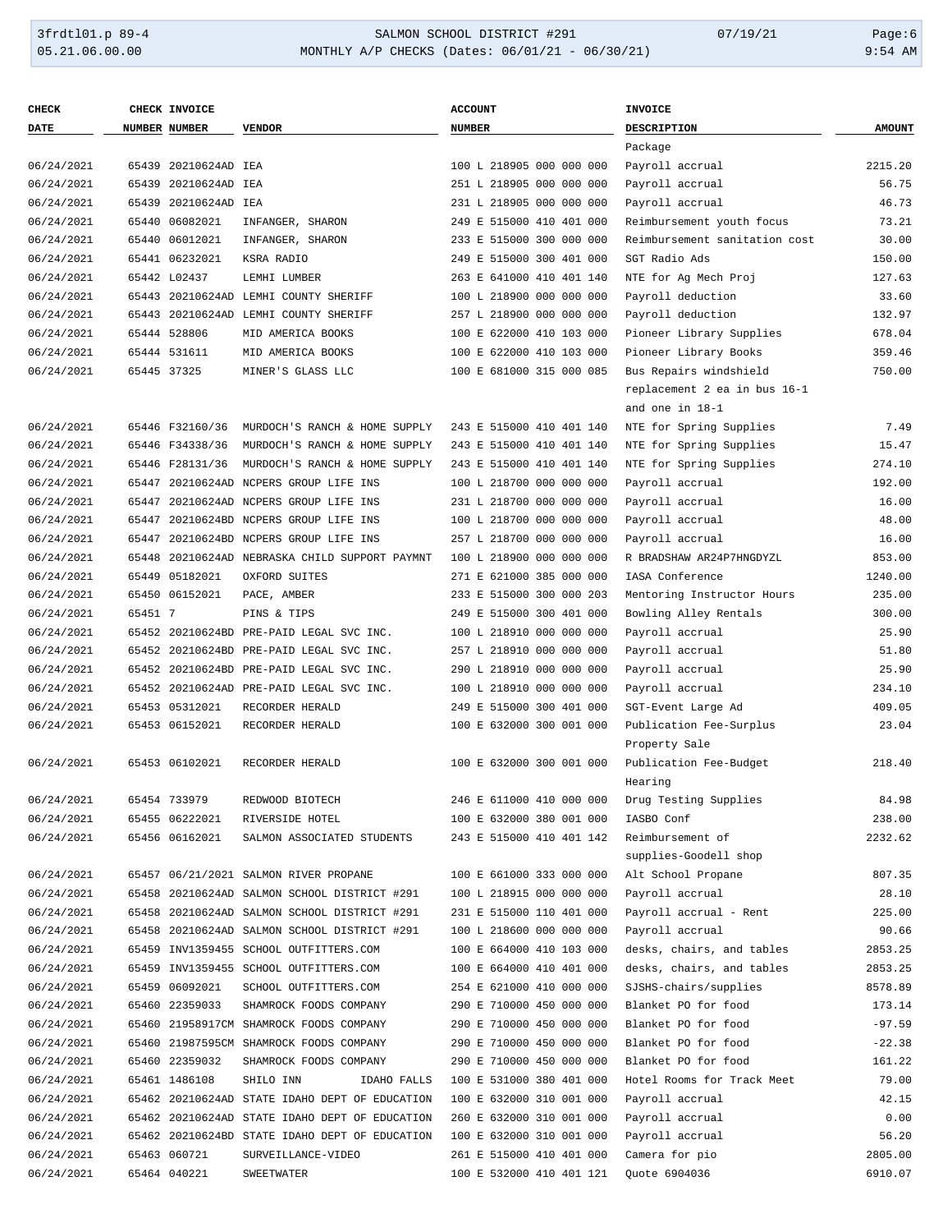| CHECK DATE | CHECK NUMBER | INVOICE NUMBER | VENDOR | ACCOUNT NUMBER | INVOICE DESCRIPTION | AMOUNT |
|---|---|---|---|---|---|---|
| | | | | | Package | |
| 06/24/2021 | 65439 | 20210624AD | IEA | 100 L 218905 000 000 000 | Payroll accrual | 2215.20 |
| 06/24/2021 | 65439 | 20210624AD | IEA | 251 L 218905 000 000 000 | Payroll accrual | 56.75 |
| 06/24/2021 | 65439 | 20210624AD | IEA | 231 L 218905 000 000 000 | Payroll accrual | 46.73 |
| 06/24/2021 | 65440 | 06082021 | INFANGER, SHARON | 249 E 515000 410 401 000 | Reimbursement youth focus | 73.21 |
| 06/24/2021 | 65440 | 06012021 | INFANGER, SHARON | 233 E 515000 300 000 000 | Reimbursement sanitation cost | 30.00 |
| 06/24/2021 | 65441 | 06232021 | KSRA RADIO | 249 E 515000 300 401 000 | SGT Radio Ads | 150.00 |
| 06/24/2021 | 65442 | L02437 | LEMHI LUMBER | 263 E 641000 410 401 140 | NTE for Ag Mech Proj | 127.63 |
| 06/24/2021 | 65443 | 20210624AD | LEMHI COUNTY SHERIFF | 100 L 218900 000 000 000 | Payroll deduction | 33.60 |
| 06/24/2021 | 65443 | 20210624AD | LEMHI COUNTY SHERIFF | 257 L 218900 000 000 000 | Payroll deduction | 132.97 |
| 06/24/2021 | 65444 | 528806 | MID AMERICA BOOKS | 100 E 622000 410 103 000 | Pioneer Library Supplies | 678.04 |
| 06/24/2021 | 65444 | 531611 | MID AMERICA BOOKS | 100 E 622000 410 103 000 | Pioneer Library Books | 359.46 |
| 06/24/2021 | 65445 | 37325 | MINER'S GLASS LLC | 100 E 681000 315 000 085 | Bus Repairs windshield replacement 2 ea in bus 16-1 and one in 18-1 | 750.00 |
| 06/24/2021 | 65446 | F32160/36 | MURDOCH'S RANCH & HOME SUPPLY | 243 E 515000 410 401 140 | NTE for Spring Supplies | 7.49 |
| 06/24/2021 | 65446 | F34338/36 | MURDOCH'S RANCH & HOME SUPPLY | 243 E 515000 410 401 140 | NTE for Spring Supplies | 15.47 |
| 06/24/2021 | 65446 | F28131/36 | MURDOCH'S RANCH & HOME SUPPLY | 243 E 515000 410 401 140 | NTE for Spring Supplies | 274.10 |
| 06/24/2021 | 65447 | 20210624AD | NCPERS GROUP LIFE INS | 100 L 218700 000 000 000 | Payroll accrual | 192.00 |
| 06/24/2021 | 65447 | 20210624AD | NCPERS GROUP LIFE INS | 231 L 218700 000 000 000 | Payroll accrual | 16.00 |
| 06/24/2021 | 65447 | 20210624BD | NCPERS GROUP LIFE INS | 100 L 218700 000 000 000 | Payroll accrual | 48.00 |
| 06/24/2021 | 65447 | 20210624BD | NCPERS GROUP LIFE INS | 257 L 218700 000 000 000 | Payroll accrual | 16.00 |
| 06/24/2021 | 65448 | 20210624AD | NEBRASKA CHILD SUPPORT PAYMNT | 100 L 218900 000 000 000 | R BRADSHAW AR24P7HNGDYZL | 853.00 |
| 06/24/2021 | 65449 | 05182021 | OXFORD SUITES | 271 E 621000 385 000 000 | IASA Conference | 1240.00 |
| 06/24/2021 | 65450 | 06152021 | PACE, AMBER | 233 E 515000 300 000 203 | Mentoring Instructor Hours | 235.00 |
| 06/24/2021 | 65451 | 7 | PINS & TIPS | 249 E 515000 300 401 000 | Bowling Alley Rentals | 300.00 |
| 06/24/2021 | 65452 | 20210624BD | PRE-PAID LEGAL SVC INC. | 100 L 218910 000 000 000 | Payroll accrual | 25.90 |
| 06/24/2021 | 65452 | 20210624BD | PRE-PAID LEGAL SVC INC. | 257 L 218910 000 000 000 | Payroll accrual | 51.80 |
| 06/24/2021 | 65452 | 20210624BD | PRE-PAID LEGAL SVC INC. | 290 L 218910 000 000 000 | Payroll accrual | 25.90 |
| 06/24/2021 | 65452 | 20210624AD | PRE-PAID LEGAL SVC INC. | 100 L 218910 000 000 000 | Payroll accrual | 234.10 |
| 06/24/2021 | 65453 | 05312021 | RECORDER HERALD | 249 E 515000 300 401 000 | SGT-Event Large Ad | 409.05 |
| 06/24/2021 | 65453 | 06152021 | RECORDER HERALD | 100 E 632000 300 001 000 | Publication Fee-Surplus Property Sale | 23.04 |
| 06/24/2021 | 65453 | 06102021 | RECORDER HERALD | 100 E 632000 300 001 000 | Publication Fee-Budget Hearing | 218.40 |
| 06/24/2021 | 65454 | 733979 | REDWOOD BIOTECH | 246 E 611000 410 000 000 | Drug Testing Supplies | 84.98 |
| 06/24/2021 | 65455 | 06222021 | RIVERSIDE HOTEL | 100 E 632000 380 001 000 | IASBO Conf | 238.00 |
| 06/24/2021 | 65456 | 06162021 | SALMON ASSOCIATED STUDENTS | 243 E 515000 410 401 142 | Reimbursement of supplies-Goodell shop | 2232.62 |
| 06/24/2021 | 65457 | 06/21/2021 | SALMON RIVER PROPANE | 100 E 661000 333 000 000 | Alt School Propane | 807.35 |
| 06/24/2021 | 65458 | 20210624AD | SALMON SCHOOL DISTRICT #291 | 100 L 218915 000 000 000 | Payroll accrual | 28.10 |
| 06/24/2021 | 65458 | 20210624AD | SALMON SCHOOL DISTRICT #291 | 231 E 515000 110 401 000 | Payroll accrual - Rent | 225.00 |
| 06/24/2021 | 65458 | 20210624AD | SALMON SCHOOL DISTRICT #291 | 100 L 218600 000 000 000 | Payroll accrual | 90.66 |
| 06/24/2021 | 65459 | INV1359455 | SCHOOL OUTFITTERS.COM | 100 E 664000 410 103 000 | desks, chairs, and tables | 2853.25 |
| 06/24/2021 | 65459 | INV1359455 | SCHOOL OUTFITTERS.COM | 100 E 664000 410 401 000 | desks, chairs, and tables | 2853.25 |
| 06/24/2021 | 65459 | 06092021 | SCHOOL OUTFITTERS.COM | 254 E 621000 410 000 000 | SJSHS-chairs/supplies | 8578.89 |
| 06/24/2021 | 65460 | 22359033 | SHAMROCK FOODS COMPANY | 290 E 710000 450 000 000 | Blanket PO for food | 173.14 |
| 06/24/2021 | 65460 | 21958917CM | SHAMROCK FOODS COMPANY | 290 E 710000 450 000 000 | Blanket PO for food | -97.59 |
| 06/24/2021 | 65460 | 21987595CM | SHAMROCK FOODS COMPANY | 290 E 710000 450 000 000 | Blanket PO for food | -22.38 |
| 06/24/2021 | 65460 | 22359032 | SHAMROCK FOODS COMPANY | 290 E 710000 450 000 000 | Blanket PO for food | 161.22 |
| 06/24/2021 | 65461 | 1486108 | SHILO INN IDAHO FALLS | 100 E 531000 380 401 000 | Hotel Rooms for Track Meet | 79.00 |
| 06/24/2021 | 65462 | 20210624AD | STATE IDAHO DEPT OF EDUCATION | 100 E 632000 310 001 000 | Payroll accrual | 42.15 |
| 06/24/2021 | 65462 | 20210624AD | STATE IDAHO DEPT OF EDUCATION | 260 E 632000 310 001 000 | Payroll accrual | 0.00 |
| 06/24/2021 | 65462 | 20210624BD | STATE IDAHO DEPT OF EDUCATION | 100 E 632000 310 001 000 | Payroll accrual | 56.20 |
| 06/24/2021 | 65463 | 060721 | SURVEILLANCE-VIDEO | 261 E 515000 410 401 000 | Camera for pio | 2805.00 |
| 06/24/2021 | 65464 | 040221 | SWEETWATER | 100 E 532000 410 401 121 | Quote 6904036 | 6910.07 |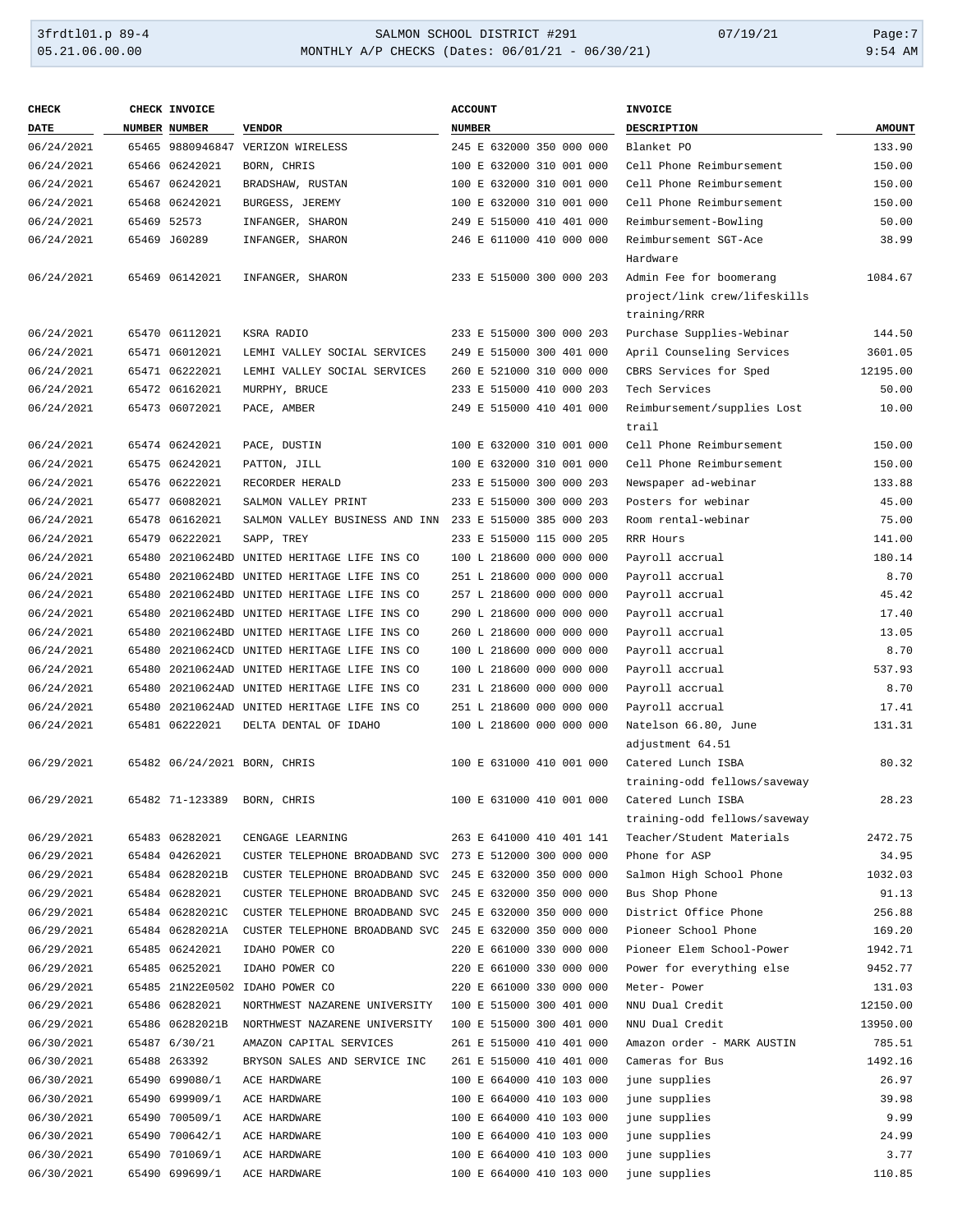| CHECK DATE | CHECK NUMBER | INVOICE NUMBER | VENDOR | ACCOUNT NUMBER | INVOICE DESCRIPTION | AMOUNT |
|---|---|---|---|---|---|---|
| 06/24/2021 | 65465 | 9880946847 | VERIZON WIRELESS | 245 E 632000 350 000 000 | Blanket PO | 133.90 |
| 06/24/2021 | 65466 | 06242021 | BORN, CHRIS | 100 E 632000 310 001 000 | Cell Phone Reimbursement | 150.00 |
| 06/24/2021 | 65467 | 06242021 | BRADSHAW, RUSTAN | 100 E 632000 310 001 000 | Cell Phone Reimbursement | 150.00 |
| 06/24/2021 | 65468 | 06242021 | BURGESS, JEREMY | 100 E 632000 310 001 000 | Cell Phone Reimbursement | 150.00 |
| 06/24/2021 | 65469 | 52573 | INFANGER, SHARON | 249 E 515000 410 401 000 | Reimbursement-Bowling | 50.00 |
| 06/24/2021 | 65469 | J60289 | INFANGER, SHARON | 246 E 611000 410 000 000 | Reimbursement SGT-Ace Hardware | 38.99 |
| 06/24/2021 | 65469 | 06142021 | INFANGER, SHARON | 233 E 515000 300 000 203 | Admin Fee for boomerang project/link crew/lifeskills training/RRR | 1084.67 |
| 06/24/2021 | 65470 | 06112021 | KSRA RADIO | 233 E 515000 300 000 203 | Purchase Supplies-Webinar | 144.50 |
| 06/24/2021 | 65471 | 06012021 | LEMHI VALLEY SOCIAL SERVICES | 249 E 515000 300 401 000 | April Counseling Services | 3601.05 |
| 06/24/2021 | 65471 | 06222021 | LEMHI VALLEY SOCIAL SERVICES | 260 E 521000 310 000 000 | CBRS Services for Sped | 12195.00 |
| 06/24/2021 | 65472 | 06162021 | MURPHY, BRUCE | 233 E 515000 410 000 203 | Tech Services | 50.00 |
| 06/24/2021 | 65473 | 06072021 | PACE, AMBER | 249 E 515000 410 401 000 | Reimbursement/supplies Lost trail | 10.00 |
| 06/24/2021 | 65474 | 06242021 | PACE, DUSTIN | 100 E 632000 310 001 000 | Cell Phone Reimbursement | 150.00 |
| 06/24/2021 | 65475 | 06242021 | PATTON, JILL | 100 E 632000 310 001 000 | Cell Phone Reimbursement | 150.00 |
| 06/24/2021 | 65476 | 06222021 | RECORDER HERALD | 233 E 515000 300 000 203 | Newspaper ad-webinar | 133.88 |
| 06/24/2021 | 65477 | 06082021 | SALMON VALLEY PRINT | 233 E 515000 300 000 203 | Posters for webinar | 45.00 |
| 06/24/2021 | 65478 | 06162021 | SALMON VALLEY BUSINESS AND INN | 233 E 515000 385 000 203 | Room rental-webinar | 75.00 |
| 06/24/2021 | 65479 | 06222021 | SAPP, TREY | 233 E 515000 115 000 205 | RRR Hours | 141.00 |
| 06/24/2021 | 65480 | 20210624BD | UNITED HERITAGE LIFE INS CO | 100 L 218600 000 000 000 | Payroll accrual | 180.14 |
| 06/24/2021 | 65480 | 20210624BD | UNITED HERITAGE LIFE INS CO | 251 L 218600 000 000 000 | Payroll accrual | 8.70 |
| 06/24/2021 | 65480 | 20210624BD | UNITED HERITAGE LIFE INS CO | 257 L 218600 000 000 000 | Payroll accrual | 45.42 |
| 06/24/2021 | 65480 | 20210624BD | UNITED HERITAGE LIFE INS CO | 290 L 218600 000 000 000 | Payroll accrual | 17.40 |
| 06/24/2021 | 65480 | 20210624BD | UNITED HERITAGE LIFE INS CO | 260 L 218600 000 000 000 | Payroll accrual | 13.05 |
| 06/24/2021 | 65480 | 20210624CD | UNITED HERITAGE LIFE INS CO | 100 L 218600 000 000 000 | Payroll accrual | 8.70 |
| 06/24/2021 | 65480 | 20210624AD | UNITED HERITAGE LIFE INS CO | 100 L 218600 000 000 000 | Payroll accrual | 537.93 |
| 06/24/2021 | 65480 | 20210624AD | UNITED HERITAGE LIFE INS CO | 231 L 218600 000 000 000 | Payroll accrual | 8.70 |
| 06/24/2021 | 65480 | 20210624AD | UNITED HERITAGE LIFE INS CO | 251 L 218600 000 000 000 | Payroll accrual | 17.41 |
| 06/24/2021 | 65481 | 06222021 | DELTA DENTAL OF IDAHO | 100 L 218600 000 000 000 | Natelson 66.80, June adjustment 64.51 | 131.31 |
| 06/29/2021 | 65482 | 06/24/2021 | BORN, CHRIS | 100 E 631000 410 001 000 | Catered Lunch ISBA training-odd fellows/saveway | 80.32 |
| 06/29/2021 | 65482 | 71-123389 | BORN, CHRIS | 100 E 631000 410 001 000 | Catered Lunch ISBA training-odd fellows/saveway | 28.23 |
| 06/29/2021 | 65483 | 06282021 | CENGAGE LEARNING | 263 E 641000 410 401 141 | Teacher/Student Materials | 2472.75 |
| 06/29/2021 | 65484 | 04262021 | CUSTER TELEPHONE BROADBAND SVC | 273 E 512000 300 000 000 | Phone for ASP | 34.95 |
| 06/29/2021 | 65484 | 06282021B | CUSTER TELEPHONE BROADBAND SVC | 245 E 632000 350 000 000 | Salmon High School Phone | 1032.03 |
| 06/29/2021 | 65484 | 06282021 | CUSTER TELEPHONE BROADBAND SVC | 245 E 632000 350 000 000 | Bus Shop Phone | 91.13 |
| 06/29/2021 | 65484 | 06282021C | CUSTER TELEPHONE BROADBAND SVC | 245 E 632000 350 000 000 | District Office Phone | 256.88 |
| 06/29/2021 | 65484 | 06282021A | CUSTER TELEPHONE BROADBAND SVC | 245 E 632000 350 000 000 | Pioneer School Phone | 169.20 |
| 06/29/2021 | 65485 | 06242021 | IDAHO POWER CO | 220 E 661000 330 000 000 | Pioneer Elem School-Power | 1942.71 |
| 06/29/2021 | 65485 | 06252021 | IDAHO POWER CO | 220 E 661000 330 000 000 | Power for everything else | 9452.77 |
| 06/29/2021 | 65485 | 21N22E0502 | IDAHO POWER CO | 220 E 661000 330 000 000 | Meter- Power | 131.03 |
| 06/29/2021 | 65486 | 06282021 | NORTHWEST NAZARENE UNIVERSITY | 100 E 515000 300 401 000 | NNU Dual Credit | 12150.00 |
| 06/29/2021 | 65486 | 06282021B | NORTHWEST NAZARENE UNIVERSITY | 100 E 515000 300 401 000 | NNU Dual Credit | 13950.00 |
| 06/30/2021 | 65487 | 6/30/21 | AMAZON CAPITAL SERVICES | 261 E 515000 410 401 000 | Amazon order - MARK AUSTIN | 785.51 |
| 06/30/2021 | 65488 | 263392 | BRYSON SALES AND SERVICE INC | 261 E 515000 410 401 000 | Cameras for Bus | 1492.16 |
| 06/30/2021 | 65490 | 699080/1 | ACE HARDWARE | 100 E 664000 410 103 000 | june supplies | 26.97 |
| 06/30/2021 | 65490 | 699909/1 | ACE HARDWARE | 100 E 664000 410 103 000 | june supplies | 39.98 |
| 06/30/2021 | 65490 | 700509/1 | ACE HARDWARE | 100 E 664000 410 103 000 | june supplies | 9.99 |
| 06/30/2021 | 65490 | 700642/1 | ACE HARDWARE | 100 E 664000 410 103 000 | june supplies | 24.99 |
| 06/30/2021 | 65490 | 701069/1 | ACE HARDWARE | 100 E 664000 410 103 000 | june supplies | 3.77 |
| 06/30/2021 | 65490 | 699699/1 | ACE HARDWARE | 100 E 664000 410 103 000 | june supplies | 110.85 |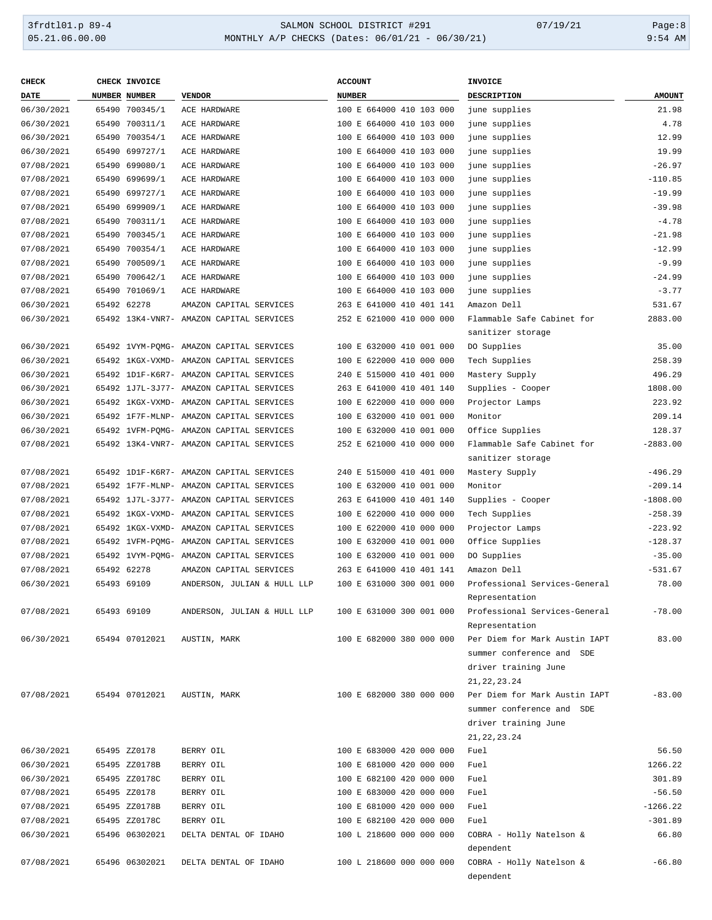| CHECK DATE | CHECK NUMBER | INVOICE NUMBER | VENDOR | ACCOUNT NUMBER | INVOICE DESCRIPTION | AMOUNT |
|---|---|---|---|---|---|---|
| 06/30/2021 | 65490 | 700345/1 | ACE HARDWARE | 100 E 664000 410 103 000 | june supplies | 21.98 |
| 06/30/2021 | 65490 | 700311/1 | ACE HARDWARE | 100 E 664000 410 103 000 | june supplies | 4.78 |
| 06/30/2021 | 65490 | 700354/1 | ACE HARDWARE | 100 E 664000 410 103 000 | june supplies | 12.99 |
| 06/30/2021 | 65490 | 699727/1 | ACE HARDWARE | 100 E 664000 410 103 000 | june supplies | 19.99 |
| 07/08/2021 | 65490 | 699080/1 | ACE HARDWARE | 100 E 664000 410 103 000 | june supplies | -26.97 |
| 07/08/2021 | 65490 | 699699/1 | ACE HARDWARE | 100 E 664000 410 103 000 | june supplies | -110.85 |
| 07/08/2021 | 65490 | 699727/1 | ACE HARDWARE | 100 E 664000 410 103 000 | june supplies | -19.99 |
| 07/08/2021 | 65490 | 699909/1 | ACE HARDWARE | 100 E 664000 410 103 000 | june supplies | -39.98 |
| 07/08/2021 | 65490 | 700311/1 | ACE HARDWARE | 100 E 664000 410 103 000 | june supplies | -4.78 |
| 07/08/2021 | 65490 | 700345/1 | ACE HARDWARE | 100 E 664000 410 103 000 | june supplies | -21.98 |
| 07/08/2021 | 65490 | 700354/1 | ACE HARDWARE | 100 E 664000 410 103 000 | june supplies | -12.99 |
| 07/08/2021 | 65490 | 700509/1 | ACE HARDWARE | 100 E 664000 410 103 000 | june supplies | -9.99 |
| 07/08/2021 | 65490 | 700642/1 | ACE HARDWARE | 100 E 664000 410 103 000 | june supplies | -24.99 |
| 07/08/2021 | 65490 | 701069/1 | ACE HARDWARE | 100 E 664000 410 103 000 | june supplies | -3.77 |
| 06/30/2021 | 65492 | 62278 | AMAZON CAPITAL SERVICES | 263 E 641000 410 401 141 | Amazon Dell | 531.67 |
| 06/30/2021 | 65492 | 13K4-VNR7- | AMAZON CAPITAL SERVICES | 252 E 621000 410 000 000 | Flammable Safe Cabinet for sanitizer storage | 2883.00 |
| 06/30/2021 | 65492 | 1VYM-PQMG- | AMAZON CAPITAL SERVICES | 100 E 632000 410 001 000 | DO Supplies | 35.00 |
| 06/30/2021 | 65492 | 1KGX-VXMD- | AMAZON CAPITAL SERVICES | 100 E 622000 410 000 000 | Tech Supplies | 258.39 |
| 06/30/2021 | 65492 | 1D1F-K6R7- | AMAZON CAPITAL SERVICES | 240 E 515000 410 401 000 | Mastery Supply | 496.29 |
| 06/30/2021 | 65492 | 1J7L-3J77- | AMAZON CAPITAL SERVICES | 263 E 641000 410 401 140 | Supplies - Cooper | 1808.00 |
| 06/30/2021 | 65492 | 1KGX-VXMD- | AMAZON CAPITAL SERVICES | 100 E 622000 410 000 000 | Projector Lamps | 223.92 |
| 06/30/2021 | 65492 | 1F7F-MLNP- | AMAZON CAPITAL SERVICES | 100 E 632000 410 001 000 | Monitor | 209.14 |
| 06/30/2021 | 65492 | 1VFM-PQMG- | AMAZON CAPITAL SERVICES | 100 E 632000 410 001 000 | Office Supplies | 128.37 |
| 07/08/2021 | 65492 | 13K4-VNR7- | AMAZON CAPITAL SERVICES | 252 E 621000 410 000 000 | Flammable Safe Cabinet for sanitizer storage | -2883.00 |
| 07/08/2021 | 65492 | 1D1F-K6R7- | AMAZON CAPITAL SERVICES | 240 E 515000 410 401 000 | Mastery Supply | -496.29 |
| 07/08/2021 | 65492 | 1F7F-MLNP- | AMAZON CAPITAL SERVICES | 100 E 632000 410 001 000 | Monitor | -209.14 |
| 07/08/2021 | 65492 | 1J7L-3J77- | AMAZON CAPITAL SERVICES | 263 E 641000 410 401 140 | Supplies - Cooper | -1808.00 |
| 07/08/2021 | 65492 | 1KGX-VXMD- | AMAZON CAPITAL SERVICES | 100 E 622000 410 000 000 | Tech Supplies | -258.39 |
| 07/08/2021 | 65492 | 1KGX-VXMD- | AMAZON CAPITAL SERVICES | 100 E 622000 410 000 000 | Projector Lamps | -223.92 |
| 07/08/2021 | 65492 | 1VFM-PQMG- | AMAZON CAPITAL SERVICES | 100 E 632000 410 001 000 | Office Supplies | -128.37 |
| 07/08/2021 | 65492 | 1VYM-PQMG- | AMAZON CAPITAL SERVICES | 100 E 632000 410 001 000 | DO Supplies | -35.00 |
| 07/08/2021 | 65492 | 62278 | AMAZON CAPITAL SERVICES | 263 E 641000 410 401 141 | Amazon Dell | -531.67 |
| 06/30/2021 | 65493 | 69109 | ANDERSON, JULIAN & HULL LLP | 100 E 631000 300 001 000 | Professional Services-General Representation | 78.00 |
| 07/08/2021 | 65493 | 69109 | ANDERSON, JULIAN & HULL LLP | 100 E 631000 300 001 000 | Professional Services-General Representation | -78.00 |
| 06/30/2021 | 65494 | 07012021 | AUSTIN, MARK | 100 E 682000 380 000 000 | Per Diem for Mark Austin IAPT summer conference and SDE driver training June 21,22,23.24 | 83.00 |
| 07/08/2021 | 65494 | 07012021 | AUSTIN, MARK | 100 E 682000 380 000 000 | Per Diem for Mark Austin IAPT summer conference and SDE driver training June 21,22,23.24 | -83.00 |
| 06/30/2021 | 65495 | ZZ0178 | BERRY OIL | 100 E 683000 420 000 000 | Fuel | 56.50 |
| 06/30/2021 | 65495 | ZZ0178B | BERRY OIL | 100 E 681000 420 000 000 | Fuel | 1266.22 |
| 06/30/2021 | 65495 | ZZ0178C | BERRY OIL | 100 E 682100 420 000 000 | Fuel | 301.89 |
| 07/08/2021 | 65495 | ZZ0178 | BERRY OIL | 100 E 683000 420 000 000 | Fuel | -56.50 |
| 07/08/2021 | 65495 | ZZ0178B | BERRY OIL | 100 E 681000 420 000 000 | Fuel | -1266.22 |
| 07/08/2021 | 65495 | ZZ0178C | BERRY OIL | 100 E 682100 420 000 000 | Fuel | -301.89 |
| 06/30/2021 | 65496 | 06302021 | DELTA DENTAL OF IDAHO | 100 L 218600 000 000 000 | COBRA - Holly Natelson & dependent | 66.80 |
| 07/08/2021 | 65496 | 06302021 | DELTA DENTAL OF IDAHO | 100 L 218600 000 000 000 | COBRA - Holly Natelson & dependent | -66.80 |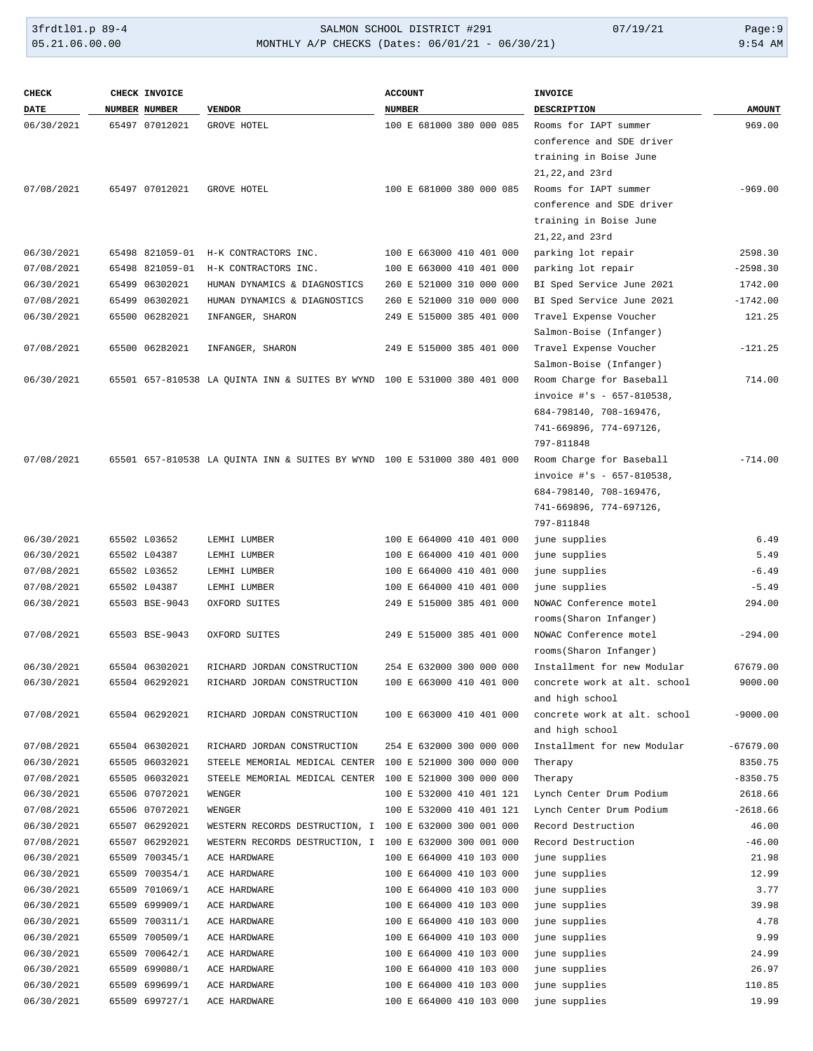| CHECK DATE | CHECK NUMBER | INVOICE NUMBER | VENDOR | ACCOUNT NUMBER | INVOICE DESCRIPTION | AMOUNT |
|---|---|---|---|---|---|---|
| 06/30/2021 | 65497 | 07012021 | GROVE HOTEL | 100 E 681000 380 000 085 | Rooms for IAPT summer conference and SDE driver training in Boise June 21,22,and 23rd | 969.00 |
| 07/08/2021 | 65497 | 07012021 | GROVE HOTEL | 100 E 681000 380 000 085 | Rooms for IAPT summer conference and SDE driver training in Boise June 21,22,and 23rd | -969.00 |
| 06/30/2021 | 65498 | 821059-01 | H-K CONTRACTORS INC. | 100 E 663000 410 401 000 | parking lot repair | 2598.30 |
| 07/08/2021 | 65498 | 821059-01 | H-K CONTRACTORS INC. | 100 E 663000 410 401 000 | parking lot repair | -2598.30 |
| 06/30/2021 | 65499 | 06302021 | HUMAN DYNAMICS & DIAGNOSTICS | 260 E 521000 310 000 000 | BI Sped Service June 2021 | 1742.00 |
| 07/08/2021 | 65499 | 06302021 | HUMAN DYNAMICS & DIAGNOSTICS | 260 E 521000 310 000 000 | BI Sped Service June 2021 | -1742.00 |
| 06/30/2021 | 65500 | 06282021 | INFANGER, SHARON | 249 E 515000 385 401 000 | Travel Expense Voucher Salmon-Boise (Infanger) | 121.25 |
| 07/08/2021 | 65500 | 06282021 | INFANGER, SHARON | 249 E 515000 385 401 000 | Travel Expense Voucher Salmon-Boise (Infanger) | -121.25 |
| 06/30/2021 | 65501 | 657-810538 | LA QUINTA INN & SUITES BY WYND | 100 E 531000 380 401 000 | Room Charge for Baseball invoice #'s - 657-810538, 684-798140, 708-169476, 741-669896, 774-697126, 797-811848 | 714.00 |
| 07/08/2021 | 65501 | 657-810538 | LA QUINTA INN & SUITES BY WYND | 100 E 531000 380 401 000 | Room Charge for Baseball invoice #'s - 657-810538, 684-798140, 708-169476, 741-669896, 774-697126, 797-811848 | -714.00 |
| 06/30/2021 | 65502 | L03652 | LEMHI LUMBER | 100 E 664000 410 401 000 | june supplies | 6.49 |
| 06/30/2021 | 65502 | L04387 | LEMHI LUMBER | 100 E 664000 410 401 000 | june supplies | 5.49 |
| 07/08/2021 | 65502 | L03652 | LEMHI LUMBER | 100 E 664000 410 401 000 | june supplies | -6.49 |
| 07/08/2021 | 65502 | L04387 | LEMHI LUMBER | 100 E 664000 410 401 000 | june supplies | -5.49 |
| 06/30/2021 | 65503 | BSE-9043 | OXFORD SUITES | 249 E 515000 385 401 000 | NOWAC Conference motel rooms(Sharon Infanger) | 294.00 |
| 07/08/2021 | 65503 | BSE-9043 | OXFORD SUITES | 249 E 515000 385 401 000 | NOWAC Conference motel rooms(Sharon Infanger) | -294.00 |
| 06/30/2021 | 65504 | 06302021 | RICHARD JORDAN CONSTRUCTION | 254 E 632000 300 000 000 | Installment for new Modular | 67679.00 |
| 06/30/2021 | 65504 | 06292021 | RICHARD JORDAN CONSTRUCTION | 100 E 663000 410 401 000 | concrete work at alt. school and high school | 9000.00 |
| 07/08/2021 | 65504 | 06292021 | RICHARD JORDAN CONSTRUCTION | 100 E 663000 410 401 000 | concrete work at alt. school and high school | -9000.00 |
| 07/08/2021 | 65504 | 06302021 | RICHARD JORDAN CONSTRUCTION | 254 E 632000 300 000 000 | Installment for new Modular | -67679.00 |
| 06/30/2021 | 65505 | 06032021 | STEELE MEMORIAL MEDICAL CENTER | 100 E 521000 300 000 000 | Therapy | 8350.75 |
| 07/08/2021 | 65505 | 06032021 | STEELE MEMORIAL MEDICAL CENTER | 100 E 521000 300 000 000 | Therapy | -8350.75 |
| 06/30/2021 | 65506 | 07072021 | WENGER | 100 E 532000 410 401 121 | Lynch Center Drum Podium | 2618.66 |
| 07/08/2021 | 65506 | 07072021 | WENGER | 100 E 532000 410 401 121 | Lynch Center Drum Podium | -2618.66 |
| 06/30/2021 | 65507 | 06292021 | WESTERN RECORDS DESTRUCTION, I | 100 E 632000 300 001 000 | Record Destruction | 46.00 |
| 07/08/2021 | 65507 | 06292021 | WESTERN RECORDS DESTRUCTION, I | 100 E 632000 300 001 000 | Record Destruction | -46.00 |
| 06/30/2021 | 65509 | 700345/1 | ACE HARDWARE | 100 E 664000 410 103 000 | june supplies | 21.98 |
| 06/30/2021 | 65509 | 700354/1 | ACE HARDWARE | 100 E 664000 410 103 000 | june supplies | 12.99 |
| 06/30/2021 | 65509 | 701069/1 | ACE HARDWARE | 100 E 664000 410 103 000 | june supplies | 3.77 |
| 06/30/2021 | 65509 | 699909/1 | ACE HARDWARE | 100 E 664000 410 103 000 | june supplies | 39.98 |
| 06/30/2021 | 65509 | 700311/1 | ACE HARDWARE | 100 E 664000 410 103 000 | june supplies | 4.78 |
| 06/30/2021 | 65509 | 700509/1 | ACE HARDWARE | 100 E 664000 410 103 000 | june supplies | 9.99 |
| 06/30/2021 | 65509 | 700642/1 | ACE HARDWARE | 100 E 664000 410 103 000 | june supplies | 24.99 |
| 06/30/2021 | 65509 | 699080/1 | ACE HARDWARE | 100 E 664000 410 103 000 | june supplies | 26.97 |
| 06/30/2021 | 65509 | 699699/1 | ACE HARDWARE | 100 E 664000 410 103 000 | june supplies | 110.85 |
| 06/30/2021 | 65509 | 699727/1 | ACE HARDWARE | 100 E 664000 410 103 000 | june supplies | 19.99 |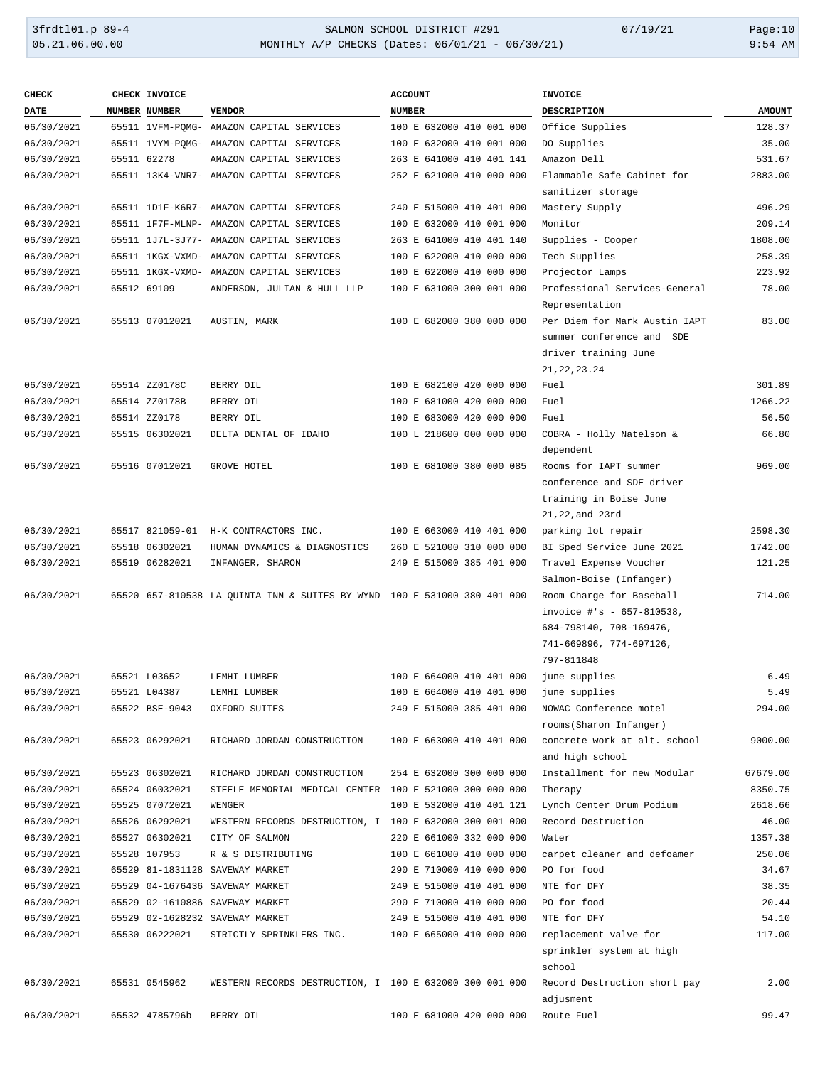| CHECK DATE | CHECK NUMBER | INVOICE NUMBER | VENDOR | ACCOUNT NUMBER | INVOICE DESCRIPTION | AMOUNT |
|---|---|---|---|---|---|---|
| 06/30/2021 | 65511 | 1VFM-PQMG- | AMAZON CAPITAL SERVICES | 100 E 632000 410 001 000 | Office Supplies | 128.37 |
| 06/30/2021 | 65511 | 1VYM-PQMG- | AMAZON CAPITAL SERVICES | 100 E 632000 410 001 000 | DO Supplies | 35.00 |
| 06/30/2021 | 65511 | 62278 | AMAZON CAPITAL SERVICES | 263 E 641000 410 401 141 | Amazon Dell | 531.67 |
| 06/30/2021 | 65511 | 13K4-VNR7- | AMAZON CAPITAL SERVICES | 252 E 621000 410 000 000 | Flammable Safe Cabinet for sanitizer storage | 2883.00 |
| 06/30/2021 | 65511 | 1D1F-K6R7- | AMAZON CAPITAL SERVICES | 240 E 515000 410 401 000 | Mastery Supply | 496.29 |
| 06/30/2021 | 65511 | 1F7F-MLNP- | AMAZON CAPITAL SERVICES | 100 E 632000 410 001 000 | Monitor | 209.14 |
| 06/30/2021 | 65511 | 1J7L-3J77- | AMAZON CAPITAL SERVICES | 263 E 641000 410 401 140 | Supplies - Cooper | 1808.00 |
| 06/30/2021 | 65511 | 1KGX-VXMD- | AMAZON CAPITAL SERVICES | 100 E 622000 410 000 000 | Tech Supplies | 258.39 |
| 06/30/2021 | 65511 | 1KGX-VXMD- | AMAZON CAPITAL SERVICES | 100 E 622000 410 000 000 | Projector Lamps | 223.92 |
| 06/30/2021 | 65512 | 69109 | ANDERSON, JULIAN & HULL LLP | 100 E 631000 300 001 000 | Professional Services-General Representation | 78.00 |
| 06/30/2021 | 65513 | 07012021 | AUSTIN, MARK | 100 E 682000 380 000 000 | Per Diem for Mark Austin IAPT summer conference and SDE driver training June 21,22,23.24 | 83.00 |
| 06/30/2021 | 65514 | ZZ0178C | BERRY OIL | 100 E 682100 420 000 000 | Fuel | 301.89 |
| 06/30/2021 | 65514 | ZZ0178B | BERRY OIL | 100 E 681000 420 000 000 | Fuel | 1266.22 |
| 06/30/2021 | 65514 | ZZ0178 | BERRY OIL | 100 E 683000 420 000 000 | Fuel | 56.50 |
| 06/30/2021 | 65515 | 06302021 | DELTA DENTAL OF IDAHO | 100 L 218600 000 000 000 | COBRA - Holly Natelson & dependent | 66.80 |
| 06/30/2021 | 65516 | 07012021 | GROVE HOTEL | 100 E 681000 380 000 085 | Rooms for IAPT summer conference and SDE driver training in Boise June 21,22,and 23rd | 969.00 |
| 06/30/2021 | 65517 | 821059-01 | H-K CONTRACTORS INC. | 100 E 663000 410 401 000 | parking lot repair | 2598.30 |
| 06/30/2021 | 65518 | 06302021 | HUMAN DYNAMICS & DIAGNOSTICS | 260 E 521000 310 000 000 | BI Sped Service June 2021 | 1742.00 |
| 06/30/2021 | 65519 | 06282021 | INFANGER, SHARON | 249 E 515000 385 401 000 | Travel Expense Voucher Salmon-Boise (Infanger) | 121.25 |
| 06/30/2021 | 65520 | 657-810538 | LA QUINTA INN & SUITES BY WYND | 100 E 531000 380 401 000 | Room Charge for Baseball invoice #'s - 657-810538, 684-798140, 708-169476, 741-669896, 774-697126, 797-811848 | 714.00 |
| 06/30/2021 | 65521 | L03652 | LEMHI LUMBER | 100 E 664000 410 401 000 | june supplies | 6.49 |
| 06/30/2021 | 65521 | L04387 | LEMHI LUMBER | 100 E 664000 410 401 000 | june supplies | 5.49 |
| 06/30/2021 | 65522 | BSE-9043 | OXFORD SUITES | 249 E 515000 385 401 000 | NOWAC Conference motel rooms(Sharon Infanger) | 294.00 |
| 06/30/2021 | 65523 | 06292021 | RICHARD JORDAN CONSTRUCTION | 100 E 663000 410 401 000 | concrete work at alt. school and high school | 9000.00 |
| 06/30/2021 | 65523 | 06302021 | RICHARD JORDAN CONSTRUCTION | 254 E 632000 300 000 000 | Installment for new Modular | 67679.00 |
| 06/30/2021 | 65524 | 06032021 | STEELE MEMORIAL MEDICAL CENTER | 100 E 521000 300 000 000 | Therapy | 8350.75 |
| 06/30/2021 | 65525 | 07072021 | WENGER | 100 E 532000 410 401 121 | Lynch Center Drum Podium | 2618.66 |
| 06/30/2021 | 65526 | 06292021 | WESTERN RECORDS DESTRUCTION, I | 100 E 632000 300 001 000 | Record Destruction | 46.00 |
| 06/30/2021 | 65527 | 06302021 | CITY OF SALMON | 220 E 661000 332 000 000 | Water | 1357.38 |
| 06/30/2021 | 65528 | 107953 | R & S DISTRIBUTING | 100 E 661000 410 000 000 | carpet cleaner and defoamer | 250.06 |
| 06/30/2021 | 65529 | 81-1831128 | SAVEWAY MARKET | 290 E 710000 410 000 000 | PO for food | 34.67 |
| 06/30/2021 | 65529 | 04-1676436 | SAVEWAY MARKET | 249 E 515000 410 401 000 | NTE for DFY | 38.35 |
| 06/30/2021 | 65529 | 02-1610886 | SAVEWAY MARKET | 290 E 710000 410 000 000 | PO for food | 20.44 |
| 06/30/2021 | 65529 | 02-1628232 | SAVEWAY MARKET | 249 E 515000 410 401 000 | NTE for DFY | 54.10 |
| 06/30/2021 | 65530 | 06222021 | STRICTLY SPRINKLERS INC. | 100 E 665000 410 000 000 | replacement valve for sprinkler system at high school | 117.00 |
| 06/30/2021 | 65531 | 0545962 | WESTERN RECORDS DESTRUCTION, I | 100 E 632000 300 001 000 | Record Destruction short pay adjusment | 2.00 |
| 06/30/2021 | 65532 | 4785796b | BERRY OIL | 100 E 681000 420 000 000 | Route Fuel | 99.47 |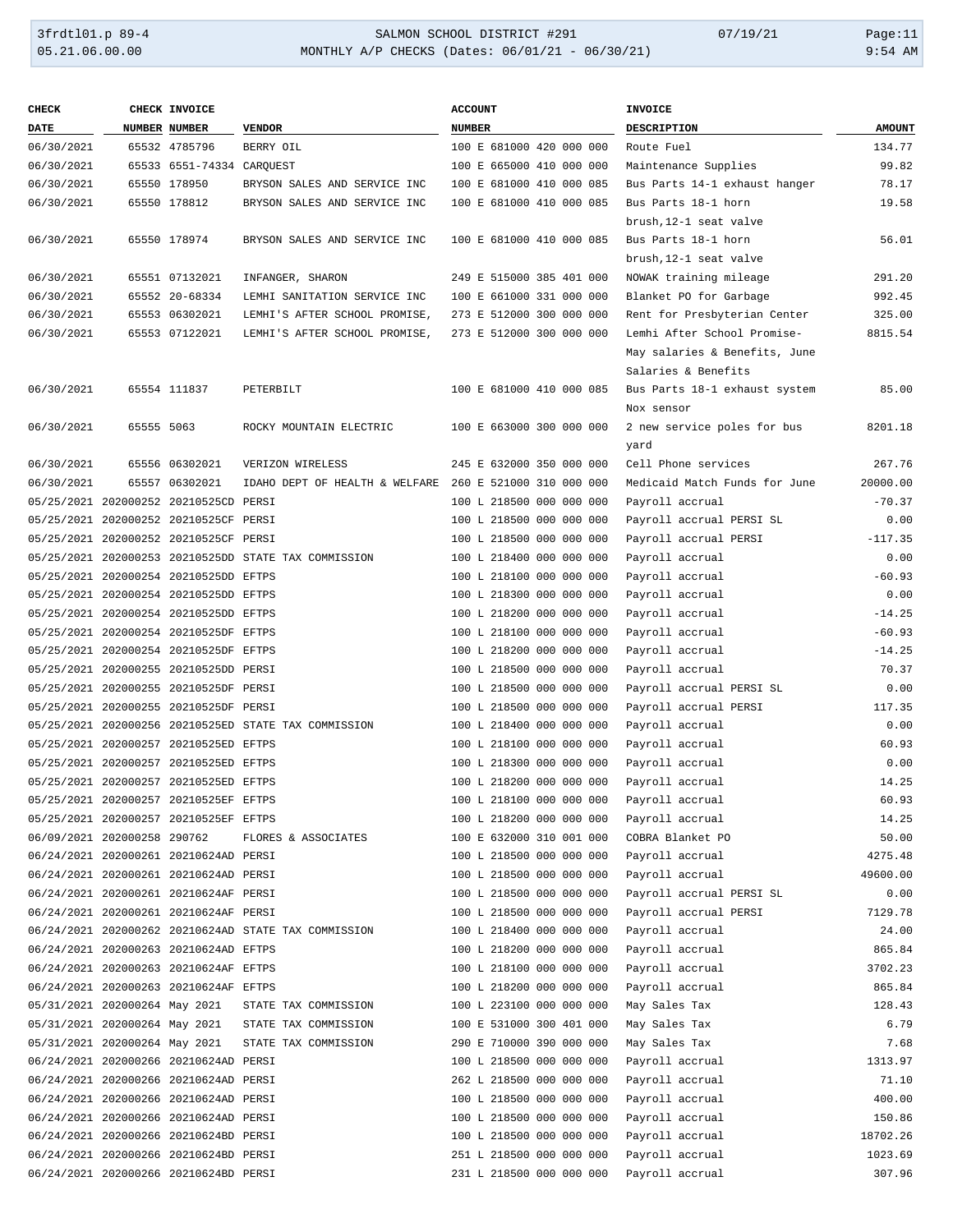| CHECK DATE | CHECK NUMBER | INVOICE NUMBER | VENDOR | ACCOUNT NUMBER | INVOICE DESCRIPTION | AMOUNT |
|---|---|---|---|---|---|---|
| 06/30/2021 | 65532 | 4785796 | BERRY OIL | 100 E 681000 420 000 000 | Route Fuel | 134.77 |
| 06/30/2021 | 65533 | 6551-74334 | CARQUEST | 100 E 665000 410 000 000 | Maintenance Supplies | 99.82 |
| 06/30/2021 | 65550 | 178950 | BRYSON SALES AND SERVICE INC | 100 E 681000 410 000 085 | Bus Parts 14-1 exhaust hanger | 78.17 |
| 06/30/2021 | 65550 | 178812 | BRYSON SALES AND SERVICE INC | 100 E 681000 410 000 085 | Bus Parts 18-1 horn brush,12-1 seat valve | 19.58 |
| 06/30/2021 | 65550 | 178974 | BRYSON SALES AND SERVICE INC | 100 E 681000 410 000 085 | Bus Parts 18-1 horn brush,12-1 seat valve | 56.01 |
| 06/30/2021 | 65551 | 07132021 | INFANGER, SHARON | 249 E 515000 385 401 000 | NOWAK training mileage | 291.20 |
| 06/30/2021 | 65552 | 20-68334 | LEMHI SANITATION SERVICE INC | 100 E 661000 331 000 000 | Blanket PO for Garbage | 992.45 |
| 06/30/2021 | 65553 | 06302021 | LEMHI'S AFTER SCHOOL PROMISE, | 273 E 512000 300 000 000 | Rent for Presbyterian Center | 325.00 |
| 06/30/2021 | 65553 | 07122021 | LEMHI'S AFTER SCHOOL PROMISE, | 273 E 512000 300 000 000 | Lemhi After School Promise-May salaries & Benefits, June Salaries & Benefits | 8815.54 |
| 06/30/2021 | 65554 | 111837 | PETERBILT | 100 E 681000 410 000 085 | Bus Parts 18-1 exhaust system Nox sensor | 85.00 |
| 06/30/2021 | 65555 | 5063 | ROCKY MOUNTAIN ELECTRIC | 100 E 663000 300 000 000 | 2 new service poles for bus yard | 8201.18 |
| 06/30/2021 | 65556 | 06302021 | VERIZON WIRELESS | 245 E 632000 350 000 000 | Cell Phone services | 267.76 |
| 06/30/2021 | 65557 | 06302021 | IDAHO DEPT OF HEALTH & WELFARE | 260 E 521000 310 000 000 | Medicaid Match Funds for June | 20000.00 |
| 05/25/2021 | 202000252 | 20210525CD | PERSI | 100 L 218500 000 000 000 | Payroll accrual | -70.37 |
| 05/25/2021 | 202000252 | 20210525CF | PERSI | 100 L 218500 000 000 000 | Payroll accrual PERSI SL | 0.00 |
| 05/25/2021 | 202000252 | 20210525CF | PERSI | 100 L 218500 000 000 000 | Payroll accrual PERSI | -117.35 |
| 05/25/2021 | 202000253 | 20210525DD | STATE TAX COMMISSION | 100 L 218400 000 000 000 | Payroll accrual | 0.00 |
| 05/25/2021 | 202000254 | 20210525DD | EFTPS | 100 L 218100 000 000 000 | Payroll accrual | -60.93 |
| 05/25/2021 | 202000254 | 20210525DD | EFTPS | 100 L 218300 000 000 000 | Payroll accrual | 0.00 |
| 05/25/2021 | 202000254 | 20210525DD | EFTPS | 100 L 218200 000 000 000 | Payroll accrual | -14.25 |
| 05/25/2021 | 202000254 | 20210525DF | EFTPS | 100 L 218100 000 000 000 | Payroll accrual | -60.93 |
| 05/25/2021 | 202000254 | 20210525DF | EFTPS | 100 L 218200 000 000 000 | Payroll accrual | -14.25 |
| 05/25/2021 | 202000255 | 20210525DD | PERSI | 100 L 218500 000 000 000 | Payroll accrual | 70.37 |
| 05/25/2021 | 202000255 | 20210525DF | PERSI | 100 L 218500 000 000 000 | Payroll accrual PERSI SL | 0.00 |
| 05/25/2021 | 202000255 | 20210525DF | PERSI | 100 L 218500 000 000 000 | Payroll accrual PERSI | 117.35 |
| 05/25/2021 | 202000256 | 20210525ED | STATE TAX COMMISSION | 100 L 218400 000 000 000 | Payroll accrual | 0.00 |
| 05/25/2021 | 202000257 | 20210525ED | EFTPS | 100 L 218100 000 000 000 | Payroll accrual | 60.93 |
| 05/25/2021 | 202000257 | 20210525ED | EFTPS | 100 L 218300 000 000 000 | Payroll accrual | 0.00 |
| 05/25/2021 | 202000257 | 20210525ED | EFTPS | 100 L 218200 000 000 000 | Payroll accrual | 14.25 |
| 05/25/2021 | 202000257 | 20210525EF | EFTPS | 100 L 218100 000 000 000 | Payroll accrual | 60.93 |
| 05/25/2021 | 202000257 | 20210525EF | EFTPS | 100 L 218200 000 000 000 | Payroll accrual | 14.25 |
| 06/09/2021 | 202000258 | 290762 | FLORES & ASSOCIATES | 100 E 632000 310 001 000 | COBRA Blanket PO | 50.00 |
| 06/24/2021 | 202000261 | 20210624AD | PERSI | 100 L 218500 000 000 000 | Payroll accrual | 4275.48 |
| 06/24/2021 | 202000261 | 20210624AD | PERSI | 100 L 218500 000 000 000 | Payroll accrual | 49600.00 |
| 06/24/2021 | 202000261 | 20210624AF | PERSI | 100 L 218500 000 000 000 | Payroll accrual PERSI SL | 0.00 |
| 06/24/2021 | 202000261 | 20210624AF | PERSI | 100 L 218500 000 000 000 | Payroll accrual PERSI | 7129.78 |
| 06/24/2021 | 202000262 | 20210624AD | STATE TAX COMMISSION | 100 L 218400 000 000 000 | Payroll accrual | 24.00 |
| 06/24/2021 | 202000263 | 20210624AD | EFTPS | 100 L 218200 000 000 000 | Payroll accrual | 865.84 |
| 06/24/2021 | 202000263 | 20210624AF | EFTPS | 100 L 218100 000 000 000 | Payroll accrual | 3702.23 |
| 06/24/2021 | 202000263 | 20210624AF | EFTPS | 100 L 218200 000 000 000 | Payroll accrual | 865.84 |
| 05/31/2021 | 202000264 | May 2021 | STATE TAX COMMISSION | 100 L 223100 000 000 000 | May Sales Tax | 128.43 |
| 05/31/2021 | 202000264 | May 2021 | STATE TAX COMMISSION | 100 E 531000 300 401 000 | May Sales Tax | 6.79 |
| 05/31/2021 | 202000264 | May 2021 | STATE TAX COMMISSION | 290 E 710000 390 000 000 | May Sales Tax | 7.68 |
| 06/24/2021 | 202000266 | 20210624AD | PERSI | 100 L 218500 000 000 000 | Payroll accrual | 1313.97 |
| 06/24/2021 | 202000266 | 20210624AD | PERSI | 262 L 218500 000 000 000 | Payroll accrual | 71.10 |
| 06/24/2021 | 202000266 | 20210624AD | PERSI | 100 L 218500 000 000 000 | Payroll accrual | 400.00 |
| 06/24/2021 | 202000266 | 20210624AD | PERSI | 100 L 218500 000 000 000 | Payroll accrual | 150.86 |
| 06/24/2021 | 202000266 | 20210624BD | PERSI | 100 L 218500 000 000 000 | Payroll accrual | 18702.26 |
| 06/24/2021 | 202000266 | 20210624BD | PERSI | 251 L 218500 000 000 000 | Payroll accrual | 1023.69 |
| 06/24/2021 | 202000266 | 20210624BD | PERSI | 231 L 218500 000 000 000 | Payroll accrual | 307.96 |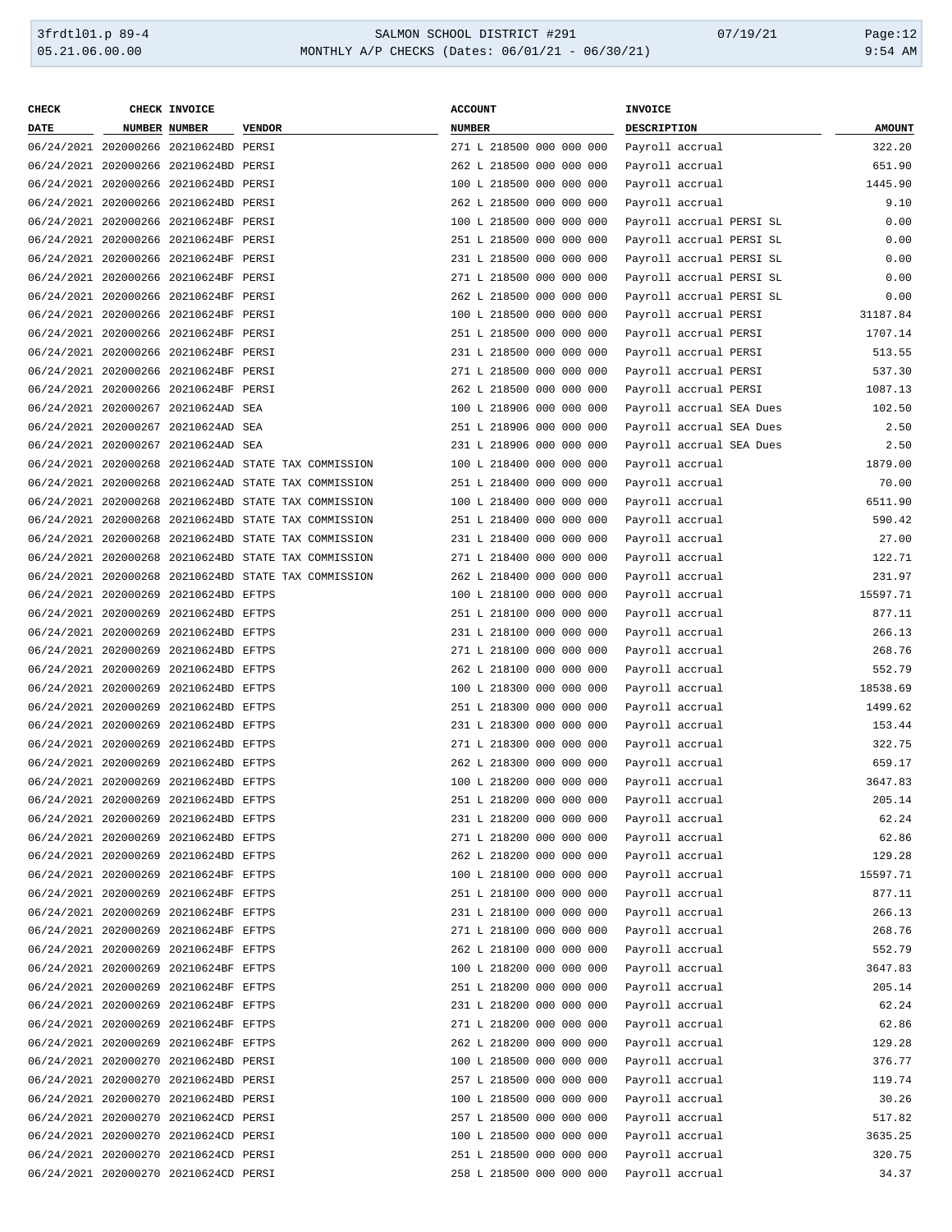| CHECK DATE | CHECK NUMBER | INVOICE NUMBER | VENDOR | ACCOUNT NUMBER | INVOICE DESCRIPTION | AMOUNT |
|---|---|---|---|---|---|---|
| 06/24/2021 | 202000266 | 20210624BD | PERSI | 271 L 218500 000 000 000 | Payroll accrual | 322.20 |
| 06/24/2021 | 202000266 | 20210624BD | PERSI | 262 L 218500 000 000 000 | Payroll accrual | 651.90 |
| 06/24/2021 | 202000266 | 20210624BD | PERSI | 100 L 218500 000 000 000 | Payroll accrual | 1445.90 |
| 06/24/2021 | 202000266 | 20210624BD | PERSI | 262 L 218500 000 000 000 | Payroll accrual | 9.10 |
| 06/24/2021 | 202000266 | 20210624BF | PERSI | 100 L 218500 000 000 000 | Payroll accrual PERSI SL | 0.00 |
| 06/24/2021 | 202000266 | 20210624BF | PERSI | 251 L 218500 000 000 000 | Payroll accrual PERSI SL | 0.00 |
| 06/24/2021 | 202000266 | 20210624BF | PERSI | 231 L 218500 000 000 000 | Payroll accrual PERSI SL | 0.00 |
| 06/24/2021 | 202000266 | 20210624BF | PERSI | 271 L 218500 000 000 000 | Payroll accrual PERSI SL | 0.00 |
| 06/24/2021 | 202000266 | 20210624BF | PERSI | 262 L 218500 000 000 000 | Payroll accrual PERSI SL | 0.00 |
| 06/24/2021 | 202000266 | 20210624BF | PERSI | 100 L 218500 000 000 000 | Payroll accrual PERSI | 31187.84 |
| 06/24/2021 | 202000266 | 20210624BF | PERSI | 251 L 218500 000 000 000 | Payroll accrual PERSI | 1707.14 |
| 06/24/2021 | 202000266 | 20210624BF | PERSI | 231 L 218500 000 000 000 | Payroll accrual PERSI | 513.55 |
| 06/24/2021 | 202000266 | 20210624BF | PERSI | 271 L 218500 000 000 000 | Payroll accrual PERSI | 537.30 |
| 06/24/2021 | 202000266 | 20210624BF | PERSI | 262 L 218500 000 000 000 | Payroll accrual PERSI | 1087.13 |
| 06/24/2021 | 202000267 | 20210624AD | SEA | 100 L 218906 000 000 000 | Payroll accrual SEA Dues | 102.50 |
| 06/24/2021 | 202000267 | 20210624AD | SEA | 251 L 218906 000 000 000 | Payroll accrual SEA Dues | 2.50 |
| 06/24/2021 | 202000267 | 20210624AD | SEA | 231 L 218906 000 000 000 | Payroll accrual SEA Dues | 2.50 |
| 06/24/2021 | 202000268 | 20210624AD | STATE TAX COMMISSION | 100 L 218400 000 000 000 | Payroll accrual | 1879.00 |
| 06/24/2021 | 202000268 | 20210624AD | STATE TAX COMMISSION | 251 L 218400 000 000 000 | Payroll accrual | 70.00 |
| 06/24/2021 | 202000268 | 20210624BD | STATE TAX COMMISSION | 100 L 218400 000 000 000 | Payroll accrual | 6511.90 |
| 06/24/2021 | 202000268 | 20210624BD | STATE TAX COMMISSION | 251 L 218400 000 000 000 | Payroll accrual | 590.42 |
| 06/24/2021 | 202000268 | 20210624BD | STATE TAX COMMISSION | 231 L 218400 000 000 000 | Payroll accrual | 27.00 |
| 06/24/2021 | 202000268 | 20210624BD | STATE TAX COMMISSION | 271 L 218400 000 000 000 | Payroll accrual | 122.71 |
| 06/24/2021 | 202000268 | 20210624BD | STATE TAX COMMISSION | 262 L 218400 000 000 000 | Payroll accrual | 231.97 |
| 06/24/2021 | 202000269 | 20210624BD | EFTPS | 100 L 218100 000 000 000 | Payroll accrual | 15597.71 |
| 06/24/2021 | 202000269 | 20210624BD | EFTPS | 251 L 218100 000 000 000 | Payroll accrual | 877.11 |
| 06/24/2021 | 202000269 | 20210624BD | EFTPS | 231 L 218100 000 000 000 | Payroll accrual | 266.13 |
| 06/24/2021 | 202000269 | 20210624BD | EFTPS | 271 L 218100 000 000 000 | Payroll accrual | 268.76 |
| 06/24/2021 | 202000269 | 20210624BD | EFTPS | 262 L 218100 000 000 000 | Payroll accrual | 552.79 |
| 06/24/2021 | 202000269 | 20210624BD | EFTPS | 100 L 218300 000 000 000 | Payroll accrual | 18538.69 |
| 06/24/2021 | 202000269 | 20210624BD | EFTPS | 251 L 218300 000 000 000 | Payroll accrual | 1499.62 |
| 06/24/2021 | 202000269 | 20210624BD | EFTPS | 231 L 218300 000 000 000 | Payroll accrual | 153.44 |
| 06/24/2021 | 202000269 | 20210624BD | EFTPS | 271 L 218300 000 000 000 | Payroll accrual | 322.75 |
| 06/24/2021 | 202000269 | 20210624BD | EFTPS | 262 L 218300 000 000 000 | Payroll accrual | 659.17 |
| 06/24/2021 | 202000269 | 20210624BD | EFTPS | 100 L 218200 000 000 000 | Payroll accrual | 3647.83 |
| 06/24/2021 | 202000269 | 20210624BD | EFTPS | 251 L 218200 000 000 000 | Payroll accrual | 205.14 |
| 06/24/2021 | 202000269 | 20210624BD | EFTPS | 231 L 218200 000 000 000 | Payroll accrual | 62.24 |
| 06/24/2021 | 202000269 | 20210624BD | EFTPS | 271 L 218200 000 000 000 | Payroll accrual | 62.86 |
| 06/24/2021 | 202000269 | 20210624BD | EFTPS | 262 L 218200 000 000 000 | Payroll accrual | 129.28 |
| 06/24/2021 | 202000269 | 20210624BF | EFTPS | 100 L 218100 000 000 000 | Payroll accrual | 15597.71 |
| 06/24/2021 | 202000269 | 20210624BF | EFTPS | 251 L 218100 000 000 000 | Payroll accrual | 877.11 |
| 06/24/2021 | 202000269 | 20210624BF | EFTPS | 231 L 218100 000 000 000 | Payroll accrual | 266.13 |
| 06/24/2021 | 202000269 | 20210624BF | EFTPS | 271 L 218100 000 000 000 | Payroll accrual | 268.76 |
| 06/24/2021 | 202000269 | 20210624BF | EFTPS | 262 L 218100 000 000 000 | Payroll accrual | 552.79 |
| 06/24/2021 | 202000269 | 20210624BF | EFTPS | 100 L 218200 000 000 000 | Payroll accrual | 3647.83 |
| 06/24/2021 | 202000269 | 20210624BF | EFTPS | 251 L 218200 000 000 000 | Payroll accrual | 205.14 |
| 06/24/2021 | 202000269 | 20210624BF | EFTPS | 231 L 218200 000 000 000 | Payroll accrual | 62.24 |
| 06/24/2021 | 202000269 | 20210624BF | EFTPS | 271 L 218200 000 000 000 | Payroll accrual | 62.86 |
| 06/24/2021 | 202000269 | 20210624BF | EFTPS | 262 L 218200 000 000 000 | Payroll accrual | 129.28 |
| 06/24/2021 | 202000270 | 20210624BD | PERSI | 100 L 218500 000 000 000 | Payroll accrual | 376.77 |
| 06/24/2021 | 202000270 | 20210624BD | PERSI | 257 L 218500 000 000 000 | Payroll accrual | 119.74 |
| 06/24/2021 | 202000270 | 20210624BD | PERSI | 100 L 218500 000 000 000 | Payroll accrual | 30.26 |
| 06/24/2021 | 202000270 | 20210624CD | PERSI | 257 L 218500 000 000 000 | Payroll accrual | 517.82 |
| 06/24/2021 | 202000270 | 20210624CD | PERSI | 100 L 218500 000 000 000 | Payroll accrual | 3635.25 |
| 06/24/2021 | 202000270 | 20210624CD | PERSI | 251 L 218500 000 000 000 | Payroll accrual | 320.75 |
| 06/24/2021 | 202000270 | 20210624CD | PERSI | 258 L 218500 000 000 000 | Payroll accrual | 34.37 |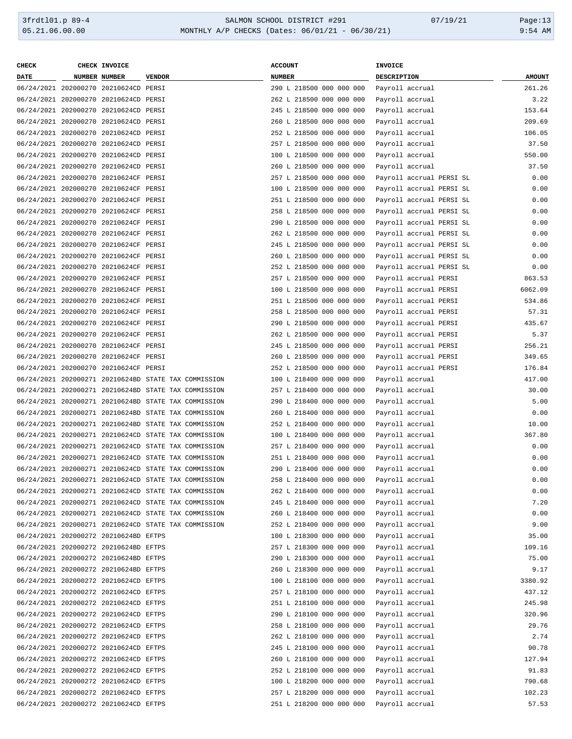| CHECK DATE | CHECK NUMBER | INVOICE NUMBER | VENDOR | ACCOUNT NUMBER | INVOICE DESCRIPTION | AMOUNT |
|---|---|---|---|---|---|---|
| 06/24/2021 | 202000270 | 20210624CD | PERSI | 290 L 218500 000 000 000 | Payroll accrual | 261.26 |
| 06/24/2021 | 202000270 | 20210624CD | PERSI | 262 L 218500 000 000 000 | Payroll accrual | 3.22 |
| 06/24/2021 | 202000270 | 20210624CD | PERSI | 245 L 218500 000 000 000 | Payroll accrual | 153.64 |
| 06/24/2021 | 202000270 | 20210624CD | PERSI | 260 L 218500 000 000 000 | Payroll accrual | 209.69 |
| 06/24/2021 | 202000270 | 20210624CD | PERSI | 252 L 218500 000 000 000 | Payroll accrual | 106.05 |
| 06/24/2021 | 202000270 | 20210624CD | PERSI | 257 L 218500 000 000 000 | Payroll accrual | 37.50 |
| 06/24/2021 | 202000270 | 20210624CD | PERSI | 100 L 218500 000 000 000 | Payroll accrual | 550.00 |
| 06/24/2021 | 202000270 | 20210624CD | PERSI | 260 L 218500 000 000 000 | Payroll accrual | 37.50 |
| 06/24/2021 | 202000270 | 20210624CF | PERSI | 257 L 218500 000 000 000 | Payroll accrual PERSI SL | 0.00 |
| 06/24/2021 | 202000270 | 20210624CF | PERSI | 100 L 218500 000 000 000 | Payroll accrual PERSI SL | 0.00 |
| 06/24/2021 | 202000270 | 20210624CF | PERSI | 251 L 218500 000 000 000 | Payroll accrual PERSI SL | 0.00 |
| 06/24/2021 | 202000270 | 20210624CF | PERSI | 258 L 218500 000 000 000 | Payroll accrual PERSI SL | 0.00 |
| 06/24/2021 | 202000270 | 20210624CF | PERSI | 290 L 218500 000 000 000 | Payroll accrual PERSI SL | 0.00 |
| 06/24/2021 | 202000270 | 20210624CF | PERSI | 262 L 218500 000 000 000 | Payroll accrual PERSI SL | 0.00 |
| 06/24/2021 | 202000270 | 20210624CF | PERSI | 245 L 218500 000 000 000 | Payroll accrual PERSI SL | 0.00 |
| 06/24/2021 | 202000270 | 20210624CF | PERSI | 260 L 218500 000 000 000 | Payroll accrual PERSI SL | 0.00 |
| 06/24/2021 | 202000270 | 20210624CF | PERSI | 252 L 218500 000 000 000 | Payroll accrual PERSI SL | 0.00 |
| 06/24/2021 | 202000270 | 20210624CF | PERSI | 257 L 218500 000 000 000 | Payroll accrual PERSI | 863.53 |
| 06/24/2021 | 202000270 | 20210624CF | PERSI | 100 L 218500 000 000 000 | Payroll accrual PERSI | 6062.09 |
| 06/24/2021 | 202000270 | 20210624CF | PERSI | 251 L 218500 000 000 000 | Payroll accrual PERSI | 534.86 |
| 06/24/2021 | 202000270 | 20210624CF | PERSI | 258 L 218500 000 000 000 | Payroll accrual PERSI | 57.31 |
| 06/24/2021 | 202000270 | 20210624CF | PERSI | 290 L 218500 000 000 000 | Payroll accrual PERSI | 435.67 |
| 06/24/2021 | 202000270 | 20210624CF | PERSI | 262 L 218500 000 000 000 | Payroll accrual PERSI | 5.37 |
| 06/24/2021 | 202000270 | 20210624CF | PERSI | 245 L 218500 000 000 000 | Payroll accrual PERSI | 256.21 |
| 06/24/2021 | 202000270 | 20210624CF | PERSI | 260 L 218500 000 000 000 | Payroll accrual PERSI | 349.65 |
| 06/24/2021 | 202000270 | 20210624CF | PERSI | 252 L 218500 000 000 000 | Payroll accrual PERSI | 176.84 |
| 06/24/2021 | 202000271 | 20210624BD | STATE TAX COMMISSION | 100 L 218400 000 000 000 | Payroll accrual | 417.00 |
| 06/24/2021 | 202000271 | 20210624BD | STATE TAX COMMISSION | 257 L 218400 000 000 000 | Payroll accrual | 30.00 |
| 06/24/2021 | 202000271 | 20210624BD | STATE TAX COMMISSION | 290 L 218400 000 000 000 | Payroll accrual | 5.00 |
| 06/24/2021 | 202000271 | 20210624BD | STATE TAX COMMISSION | 260 L 218400 000 000 000 | Payroll accrual | 0.00 |
| 06/24/2021 | 202000271 | 20210624BD | STATE TAX COMMISSION | 252 L 218400 000 000 000 | Payroll accrual | 10.00 |
| 06/24/2021 | 202000271 | 20210624CD | STATE TAX COMMISSION | 100 L 218400 000 000 000 | Payroll accrual | 367.80 |
| 06/24/2021 | 202000271 | 20210624CD | STATE TAX COMMISSION | 257 L 218400 000 000 000 | Payroll accrual | 0.00 |
| 06/24/2021 | 202000271 | 20210624CD | STATE TAX COMMISSION | 251 L 218400 000 000 000 | Payroll accrual | 0.00 |
| 06/24/2021 | 202000271 | 20210624CD | STATE TAX COMMISSION | 290 L 218400 000 000 000 | Payroll accrual | 0.00 |
| 06/24/2021 | 202000271 | 20210624CD | STATE TAX COMMISSION | 258 L 218400 000 000 000 | Payroll accrual | 0.00 |
| 06/24/2021 | 202000271 | 20210624CD | STATE TAX COMMISSION | 262 L 218400 000 000 000 | Payroll accrual | 0.00 |
| 06/24/2021 | 202000271 | 20210624CD | STATE TAX COMMISSION | 245 L 218400 000 000 000 | Payroll accrual | 7.20 |
| 06/24/2021 | 202000271 | 20210624CD | STATE TAX COMMISSION | 260 L 218400 000 000 000 | Payroll accrual | 0.00 |
| 06/24/2021 | 202000271 | 20210624CD | STATE TAX COMMISSION | 252 L 218400 000 000 000 | Payroll accrual | 9.00 |
| 06/24/2021 | 202000272 | 20210624BD | EFTPS | 100 L 218300 000 000 000 | Payroll accrual | 35.00 |
| 06/24/2021 | 202000272 | 20210624BD | EFTPS | 257 L 218300 000 000 000 | Payroll accrual | 109.16 |
| 06/24/2021 | 202000272 | 20210624BD | EFTPS | 290 L 218300 000 000 000 | Payroll accrual | 75.00 |
| 06/24/2021 | 202000272 | 20210624BD | EFTPS | 260 L 218300 000 000 000 | Payroll accrual | 9.17 |
| 06/24/2021 | 202000272 | 20210624CD | EFTPS | 100 L 218100 000 000 000 | Payroll accrual | 3380.92 |
| 06/24/2021 | 202000272 | 20210624CD | EFTPS | 257 L 218100 000 000 000 | Payroll accrual | 437.12 |
| 06/24/2021 | 202000272 | 20210624CD | EFTPS | 251 L 218100 000 000 000 | Payroll accrual | 245.98 |
| 06/24/2021 | 202000272 | 20210624CD | EFTPS | 290 L 218100 000 000 000 | Payroll accrual | 320.96 |
| 06/24/2021 | 202000272 | 20210624CD | EFTPS | 258 L 218100 000 000 000 | Payroll accrual | 29.76 |
| 06/24/2021 | 202000272 | 20210624CD | EFTPS | 262 L 218100 000 000 000 | Payroll accrual | 2.74 |
| 06/24/2021 | 202000272 | 20210624CD | EFTPS | 245 L 218100 000 000 000 | Payroll accrual | 90.78 |
| 06/24/2021 | 202000272 | 20210624CD | EFTPS | 260 L 218100 000 000 000 | Payroll accrual | 127.94 |
| 06/24/2021 | 202000272 | 20210624CD | EFTPS | 252 L 218100 000 000 000 | Payroll accrual | 91.83 |
| 06/24/2021 | 202000272 | 20210624CD | EFTPS | 100 L 218200 000 000 000 | Payroll accrual | 790.68 |
| 06/24/2021 | 202000272 | 20210624CD | EFTPS | 257 L 218200 000 000 000 | Payroll accrual | 102.23 |
| 06/24/2021 | 202000272 | 20210624CD | EFTPS | 251 L 218200 000 000 000 | Payroll accrual | 57.53 |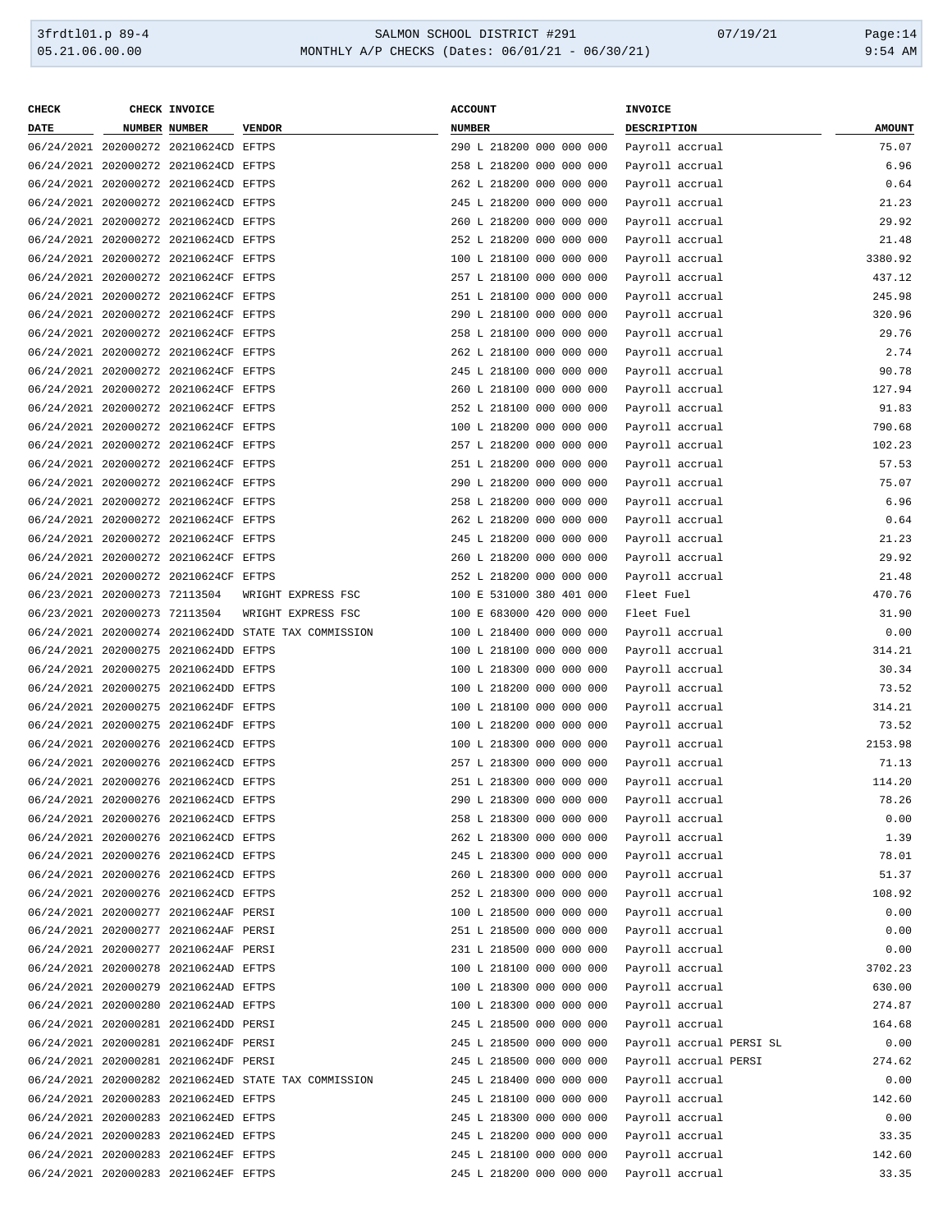| CHECK DATE | CHECK NUMBER | INVOICE NUMBER | VENDOR | ACCOUNT NUMBER | INVOICE DESCRIPTION | AMOUNT |
|---|---|---|---|---|---|---|
| 06/24/2021 | 202000272 | 20210624CD | EFTPS | 290 L 218200 000 000 000 | Payroll accrual | 75.07 |
| 06/24/2021 | 202000272 | 20210624CD | EFTPS | 258 L 218200 000 000 000 | Payroll accrual | 6.96 |
| 06/24/2021 | 202000272 | 20210624CD | EFTPS | 262 L 218200 000 000 000 | Payroll accrual | 0.64 |
| 06/24/2021 | 202000272 | 20210624CD | EFTPS | 245 L 218200 000 000 000 | Payroll accrual | 21.23 |
| 06/24/2021 | 202000272 | 20210624CD | EFTPS | 260 L 218200 000 000 000 | Payroll accrual | 29.92 |
| 06/24/2021 | 202000272 | 20210624CD | EFTPS | 252 L 218200 000 000 000 | Payroll accrual | 21.48 |
| 06/24/2021 | 202000272 | 20210624CF | EFTPS | 100 L 218100 000 000 000 | Payroll accrual | 3380.92 |
| 06/24/2021 | 202000272 | 20210624CF | EFTPS | 257 L 218100 000 000 000 | Payroll accrual | 437.12 |
| 06/24/2021 | 202000272 | 20210624CF | EFTPS | 251 L 218100 000 000 000 | Payroll accrual | 245.98 |
| 06/24/2021 | 202000272 | 20210624CF | EFTPS | 290 L 218100 000 000 000 | Payroll accrual | 320.96 |
| 06/24/2021 | 202000272 | 20210624CF | EFTPS | 258 L 218100 000 000 000 | Payroll accrual | 29.76 |
| 06/24/2021 | 202000272 | 20210624CF | EFTPS | 262 L 218100 000 000 000 | Payroll accrual | 2.74 |
| 06/24/2021 | 202000272 | 20210624CF | EFTPS | 245 L 218100 000 000 000 | Payroll accrual | 90.78 |
| 06/24/2021 | 202000272 | 20210624CF | EFTPS | 260 L 218100 000 000 000 | Payroll accrual | 127.94 |
| 06/24/2021 | 202000272 | 20210624CF | EFTPS | 252 L 218100 000 000 000 | Payroll accrual | 91.83 |
| 06/24/2021 | 202000272 | 20210624CF | EFTPS | 100 L 218200 000 000 000 | Payroll accrual | 790.68 |
| 06/24/2021 | 202000272 | 20210624CF | EFTPS | 257 L 218200 000 000 000 | Payroll accrual | 102.23 |
| 06/24/2021 | 202000272 | 20210624CF | EFTPS | 251 L 218200 000 000 000 | Payroll accrual | 57.53 |
| 06/24/2021 | 202000272 | 20210624CF | EFTPS | 290 L 218200 000 000 000 | Payroll accrual | 75.07 |
| 06/24/2021 | 202000272 | 20210624CF | EFTPS | 258 L 218200 000 000 000 | Payroll accrual | 6.96 |
| 06/24/2021 | 202000272 | 20210624CF | EFTPS | 262 L 218200 000 000 000 | Payroll accrual | 0.64 |
| 06/24/2021 | 202000272 | 20210624CF | EFTPS | 245 L 218200 000 000 000 | Payroll accrual | 21.23 |
| 06/24/2021 | 202000272 | 20210624CF | EFTPS | 260 L 218200 000 000 000 | Payroll accrual | 29.92 |
| 06/24/2021 | 202000272 | 20210624CF | EFTPS | 252 L 218200 000 000 000 | Payroll accrual | 21.48 |
| 06/23/2021 | 202000273 | 72113504 | WRIGHT EXPRESS FSC | 100 E 531000 380 401 000 | Fleet Fuel | 470.76 |
| 06/23/2021 | 202000273 | 72113504 | WRIGHT EXPRESS FSC | 100 E 683000 420 000 000 | Fleet Fuel | 31.90 |
| 06/24/2021 | 202000274 | 20210624DD | STATE TAX COMMISSION | 100 L 218400 000 000 000 | Payroll accrual | 0.00 |
| 06/24/2021 | 202000275 | 20210624DD | EFTPS | 100 L 218100 000 000 000 | Payroll accrual | 314.21 |
| 06/24/2021 | 202000275 | 20210624DD | EFTPS | 100 L 218300 000 000 000 | Payroll accrual | 30.34 |
| 06/24/2021 | 202000275 | 20210624DD | EFTPS | 100 L 218200 000 000 000 | Payroll accrual | 73.52 |
| 06/24/2021 | 202000275 | 20210624DF | EFTPS | 100 L 218100 000 000 000 | Payroll accrual | 314.21 |
| 06/24/2021 | 202000275 | 20210624DF | EFTPS | 100 L 218200 000 000 000 | Payroll accrual | 73.52 |
| 06/24/2021 | 202000276 | 20210624CD | EFTPS | 100 L 218300 000 000 000 | Payroll accrual | 2153.98 |
| 06/24/2021 | 202000276 | 20210624CD | EFTPS | 257 L 218300 000 000 000 | Payroll accrual | 71.13 |
| 06/24/2021 | 202000276 | 20210624CD | EFTPS | 251 L 218300 000 000 000 | Payroll accrual | 114.20 |
| 06/24/2021 | 202000276 | 20210624CD | EFTPS | 290 L 218300 000 000 000 | Payroll accrual | 78.26 |
| 06/24/2021 | 202000276 | 20210624CD | EFTPS | 258 L 218300 000 000 000 | Payroll accrual | 0.00 |
| 06/24/2021 | 202000276 | 20210624CD | EFTPS | 262 L 218300 000 000 000 | Payroll accrual | 1.39 |
| 06/24/2021 | 202000276 | 20210624CD | EFTPS | 245 L 218300 000 000 000 | Payroll accrual | 78.01 |
| 06/24/2021 | 202000276 | 20210624CD | EFTPS | 260 L 218300 000 000 000 | Payroll accrual | 51.37 |
| 06/24/2021 | 202000276 | 20210624CD | EFTPS | 252 L 218300 000 000 000 | Payroll accrual | 108.92 |
| 06/24/2021 | 202000277 | 20210624AF | PERSI | 100 L 218500 000 000 000 | Payroll accrual | 0.00 |
| 06/24/2021 | 202000277 | 20210624AF | PERSI | 251 L 218500 000 000 000 | Payroll accrual | 0.00 |
| 06/24/2021 | 202000277 | 20210624AF | PERSI | 231 L 218500 000 000 000 | Payroll accrual | 0.00 |
| 06/24/2021 | 202000278 | 20210624AD | EFTPS | 100 L 218100 000 000 000 | Payroll accrual | 3702.23 |
| 06/24/2021 | 202000279 | 20210624AD | EFTPS | 100 L 218300 000 000 000 | Payroll accrual | 630.00 |
| 06/24/2021 | 202000280 | 20210624AD | EFTPS | 100 L 218300 000 000 000 | Payroll accrual | 274.87 |
| 06/24/2021 | 202000281 | 20210624DD | PERSI | 245 L 218500 000 000 000 | Payroll accrual | 164.68 |
| 06/24/2021 | 202000281 | 20210624DF | PERSI | 245 L 218500 000 000 000 | Payroll accrual PERSI SL | 0.00 |
| 06/24/2021 | 202000281 | 20210624DF | PERSI | 245 L 218500 000 000 000 | Payroll accrual PERSI | 274.62 |
| 06/24/2021 | 202000282 | 20210624ED | STATE TAX COMMISSION | 245 L 218400 000 000 000 | Payroll accrual | 0.00 |
| 06/24/2021 | 202000283 | 20210624ED | EFTPS | 245 L 218100 000 000 000 | Payroll accrual | 142.60 |
| 06/24/2021 | 202000283 | 20210624ED | EFTPS | 245 L 218300 000 000 000 | Payroll accrual | 0.00 |
| 06/24/2021 | 202000283 | 20210624ED | EFTPS | 245 L 218200 000 000 000 | Payroll accrual | 33.35 |
| 06/24/2021 | 202000283 | 20210624EF | EFTPS | 245 L 218100 000 000 000 | Payroll accrual | 142.60 |
| 06/24/2021 | 202000283 | 20210624EF | EFTPS | 245 L 218200 000 000 000 | Payroll accrual | 33.35 |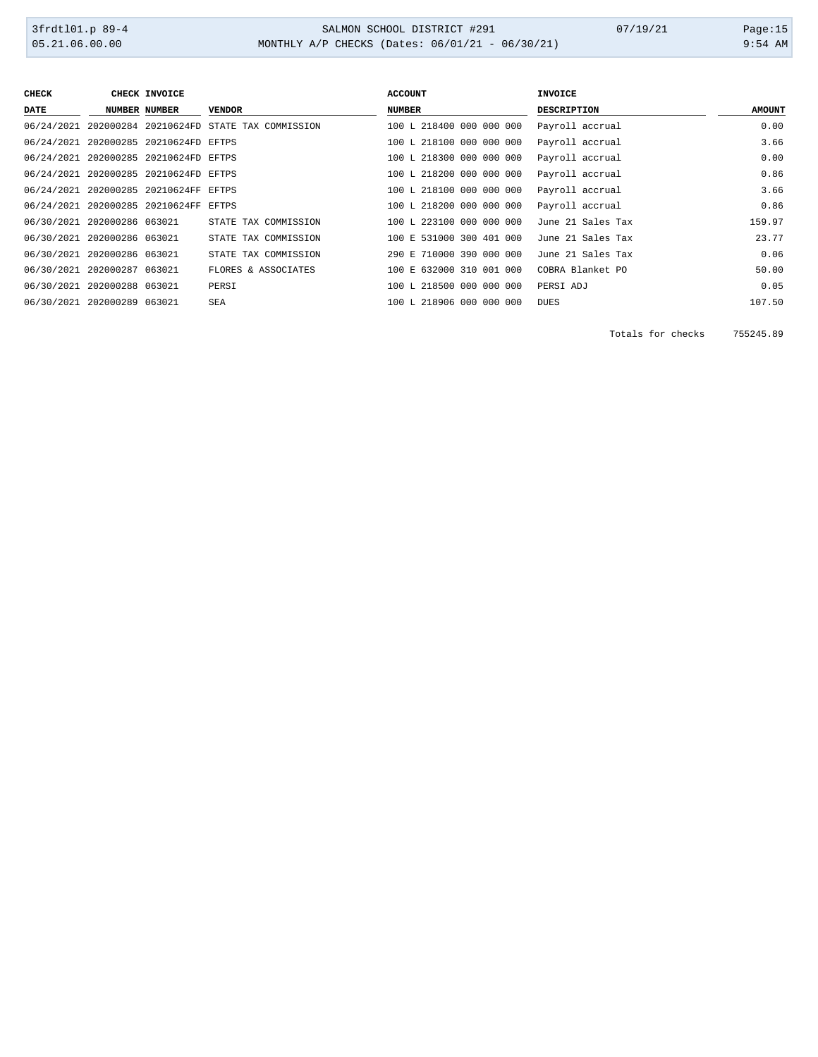| CHECK DATE | CHECK NUMBER | INVOICE NUMBER | VENDOR | ACCOUNT NUMBER | INVOICE DESCRIPTION | AMOUNT |
|---|---|---|---|---|---|---|
| 06/24/2021 | 202000284 | 20210624FD | STATE TAX COMMISSION | 100 L 218400 000 000 000 | Payroll accrual | 0.00 |
| 06/24/2021 | 202000285 | 20210624FD | EFTPS | 100 L 218100 000 000 000 | Payroll accrual | 3.66 |
| 06/24/2021 | 202000285 | 20210624FD | EFTPS | 100 L 218300 000 000 000 | Payroll accrual | 0.00 |
| 06/24/2021 | 202000285 | 20210624FD | EFTPS | 100 L 218200 000 000 000 | Payroll accrual | 0.86 |
| 06/24/2021 | 202000285 | 20210624FF | EFTPS | 100 L 218100 000 000 000 | Payroll accrual | 3.66 |
| 06/24/2021 | 202000285 | 20210624FF | EFTPS | 100 L 218200 000 000 000 | Payroll accrual | 0.86 |
| 06/30/2021 | 202000286 | 063021 | STATE TAX COMMISSION | 100 L 223100 000 000 000 | June 21 Sales Tax | 159.97 |
| 06/30/2021 | 202000286 | 063021 | STATE TAX COMMISSION | 100 E 531000 300 401 000 | June 21 Sales Tax | 23.77 |
| 06/30/2021 | 202000286 | 063021 | STATE TAX COMMISSION | 290 E 710000 390 000 000 | June 21 Sales Tax | 0.06 |
| 06/30/2021 | 202000287 | 063021 | FLORES & ASSOCIATES | 100 E 632000 310 001 000 | COBRA Blanket PO | 50.00 |
| 06/30/2021 | 202000288 | 063021 | PERSI | 100 L 218500 000 000 000 | PERSI ADJ | 0.05 |
| 06/30/2021 | 202000289 | 063021 | SEA | 100 L 218906 000 000 000 | DUES | 107.50 |
| | | | | | Totals for checks | 755245.89 |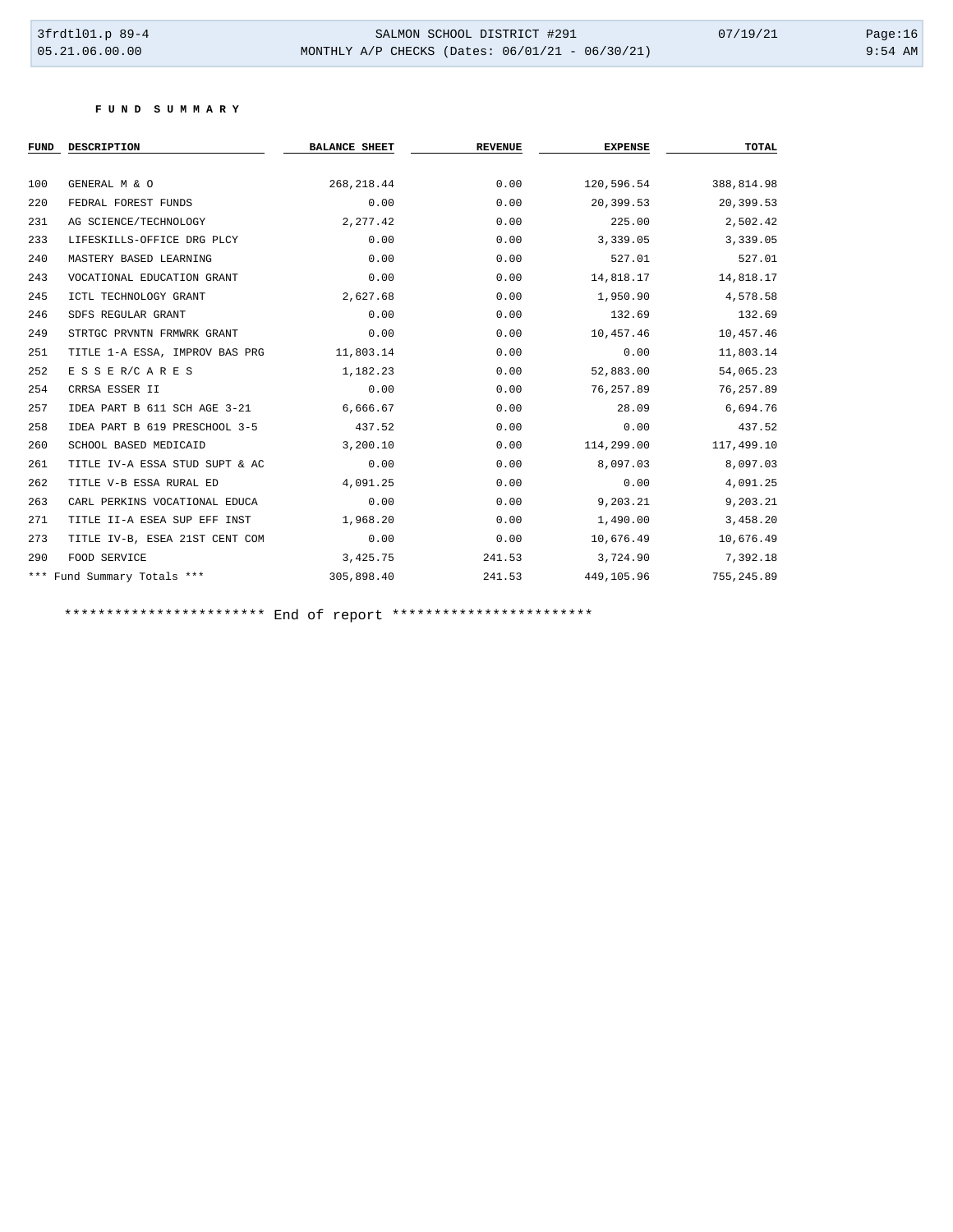**F U N D   S U M M A R Y**

| FUND | DESCRIPTION | BALANCE SHEET | REVENUE | EXPENSE | TOTAL |
|---|---|---|---|---|---|
| 100 | GENERAL M & O | 268,218.44 | 0.00 | 120,596.54 | 388,814.98 |
| 220 | FEDRAL FOREST FUNDS | 0.00 | 0.00 | 20,399.53 | 20,399.53 |
| 231 | AG SCIENCE/TECHNOLOGY | 2,277.42 | 0.00 | 225.00 | 2,502.42 |
| 233 | LIFESKILLS-OFFICE DRG PLCY | 0.00 | 0.00 | 3,339.05 | 3,339.05 |
| 240 | MASTERY BASED LEARNING | 0.00 | 0.00 | 527.01 | 527.01 |
| 243 | VOCATIONAL EDUCATION GRANT | 0.00 | 0.00 | 14,818.17 | 14,818.17 |
| 245 | ICTL TECHNOLOGY GRANT | 2,627.68 | 0.00 | 1,950.90 | 4,578.58 |
| 246 | SDFS REGULAR GRANT | 0.00 | 0.00 | 132.69 | 132.69 |
| 249 | STRTGC PRVNTN FRMWRK GRANT | 0.00 | 0.00 | 10,457.46 | 10,457.46 |
| 251 | TITLE 1-A ESSA, IMPROV BAS PRG | 11,803.14 | 0.00 | 0.00 | 11,803.14 |
| 252 | E S S E R/C A R E S | 1,182.23 | 0.00 | 52,883.00 | 54,065.23 |
| 254 | CRRSA ESSER II | 0.00 | 0.00 | 76,257.89 | 76,257.89 |
| 257 | IDEA PART B 611 SCH AGE 3-21 | 6,666.67 | 0.00 | 28.09 | 6,694.76 |
| 258 | IDEA PART B 619 PRESCHOOL 3-5 | 437.52 | 0.00 | 0.00 | 437.52 |
| 260 | SCHOOL BASED MEDICAID | 3,200.10 | 0.00 | 114,299.00 | 117,499.10 |
| 261 | TITLE IV-A ESSA STUD SUPT & AC | 0.00 | 0.00 | 8,097.03 | 8,097.03 |
| 262 | TITLE V-B ESSA RURAL ED | 4,091.25 | 0.00 | 0.00 | 4,091.25 |
| 263 | CARL PERKINS VOCATIONAL EDUCA | 0.00 | 0.00 | 9,203.21 | 9,203.21 |
| 271 | TITLE II-A ESEA SUP EFF INST | 1,968.20 | 0.00 | 1,490.00 | 3,458.20 |
| 273 | TITLE IV-B, ESEA 21ST CENT COM | 0.00 | 0.00 | 10,676.49 | 10,676.49 |
| 290 | FOOD SERVICE | 3,425.75 | 241.53 | 3,724.90 | 7,392.18 |
| *** Fund Summary Totals *** | | 305,898.40 | 241.53 | 449,105.96 | 755,245.89 |

************************ End of report ************************